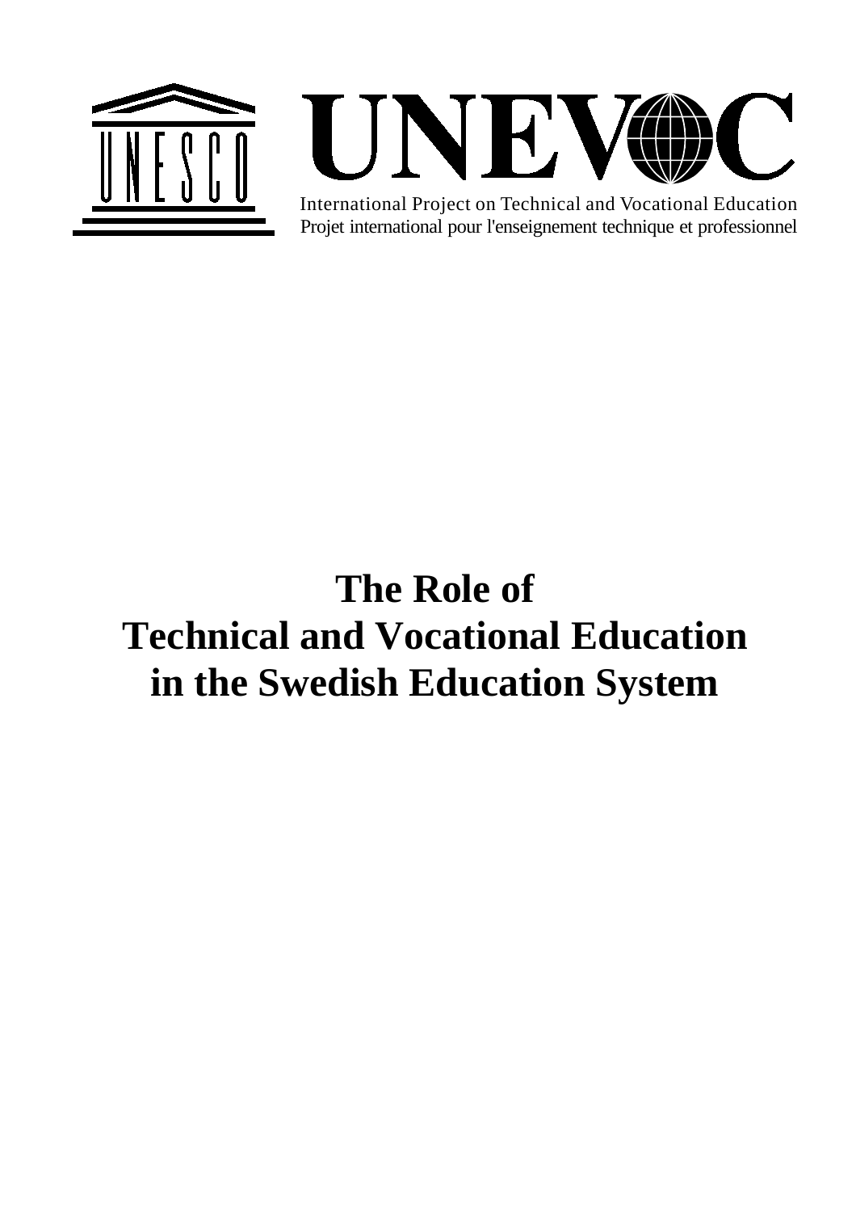UNESCO

UNEVOC

International Project on Technical and Vocational Education

Projet international pour l'enseignement technique et professionnel

# The Role of Technical and Vocational Education in the Swedish Education System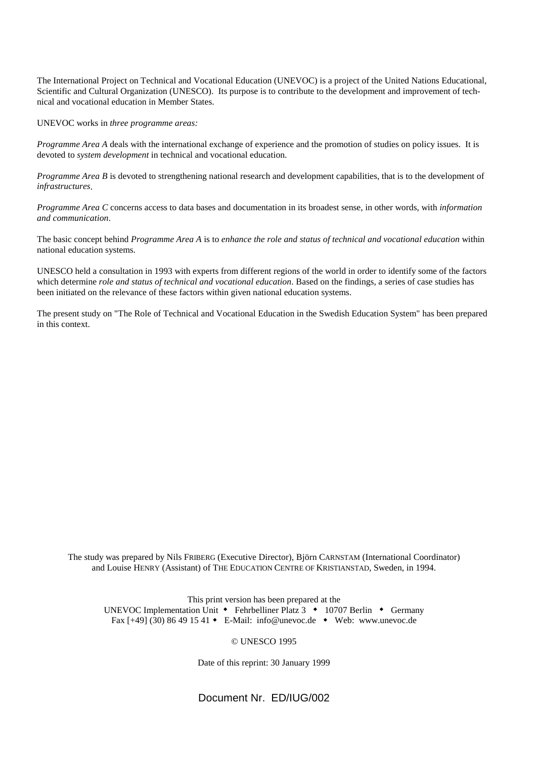The International Project on Technical and Vocational Education (UNEVOC) is a project of the United Nations Educational, Scientific and Cultural Organization (UNESCO). Its purpose is to contribute to the development and improvement of technical and vocational education in Member States.

UNEVOC works in *three programme areas:*

*Programme Area A* deals with the international exchange of experience and the promotion of studies on policy issues. It is devoted to *system development* in technical and vocational education.

*Programme Area B* is devoted to strengthening national research and development capabilities, that is to the development of *infrastructures*.

*Programme Area C* concerns access to data bases and documentation in its broadest sense, in other words, with *information and communication*.

The basic concept behind *Programme Area A* is to *enhance the role and status of technical and vocational education* within national education systems.

UNESCO held a consultation in 1993 with experts from different regions of the world in order to identify some of the factors which determine *role and status of technical and vocational education*. Based on the findings, a series of case studies has been initiated on the relevance of these factors within given national education systems.

The present study on "The Role of Technical and Vocational Education in the Swedish Education System" has been prepared in this context.

The study was prepared by Nils FRIBERG (Executive Director), Björn CARNSTAM (International Coordinator) and Louise HENRY (Assistant) of THE EDUCATION CENTRE OF KRISTIANSTAD, Sweden, in 1994.

This print version has been prepared at the
UNEVOC Implementation Unit • Fehrbelliner Platz 3 • 10707 Berlin • Germany
Fax [+49] (30) 86 49 15 41 • E-Mail: info@unevoc.de • Web: www.unevoc.de

© UNESCO 1995

Date of this reprint: 30 January 1999

Document Nr. ED/IUG/002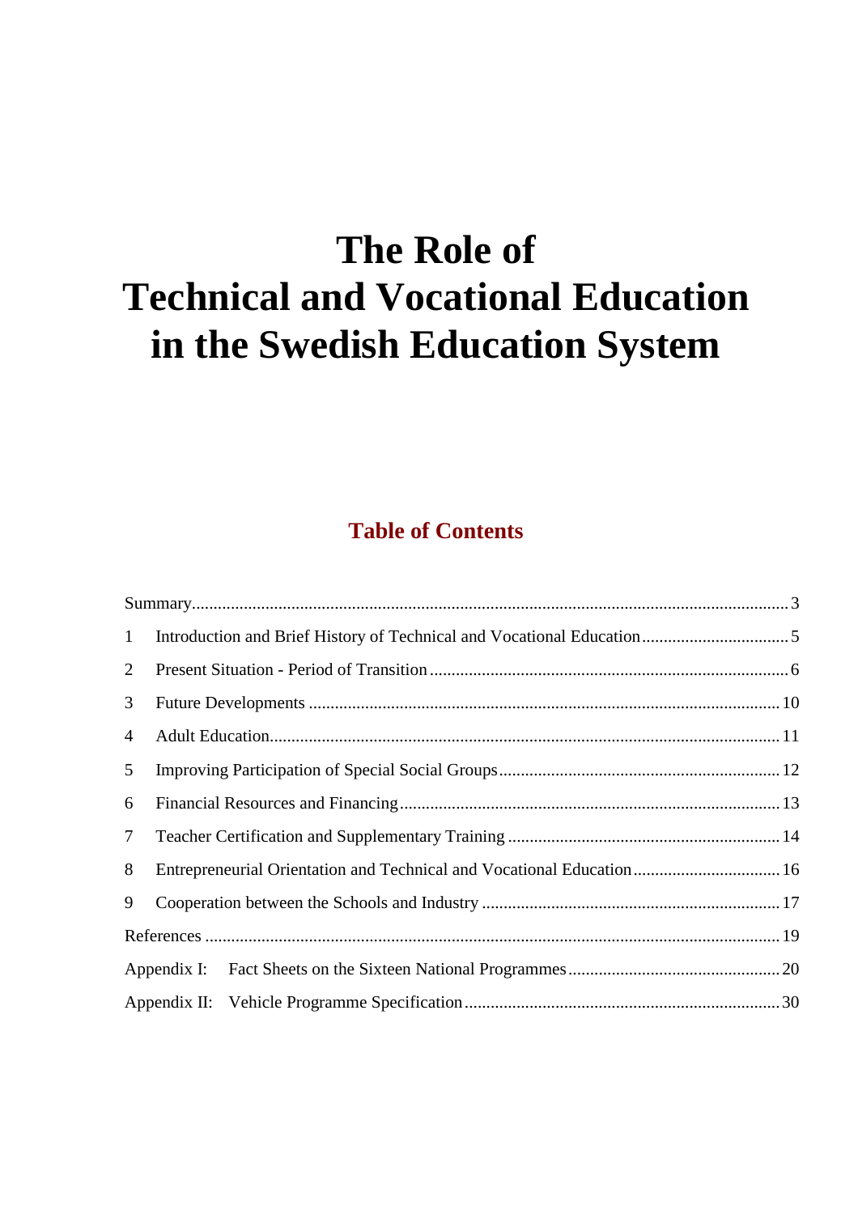# The Role of Technical and Vocational Education in the Swedish Education System

## Table of Contents

Summary ........ 3

1 Introduction and Brief History of Technical and Vocational Education ........ 5

2 Present Situation - Period of Transition ........ 6

3 Future Developments ........ 10

4 Adult Education ........ 11

5 Improving Participation of Special Social Groups ........ 12

6 Financial Resources and Financing ........ 13

7 Teacher Certification and Supplementary Training ........ 14

8 Entrepreneurial Orientation and Technical and Vocational Education ........ 16

9 Cooperation between the Schools and Industry ........ 17

References ........ 19

Appendix I: Fact Sheets on the Sixteen National Programmes ........ 20

Appendix II: Vehicle Programme Specification ........ 30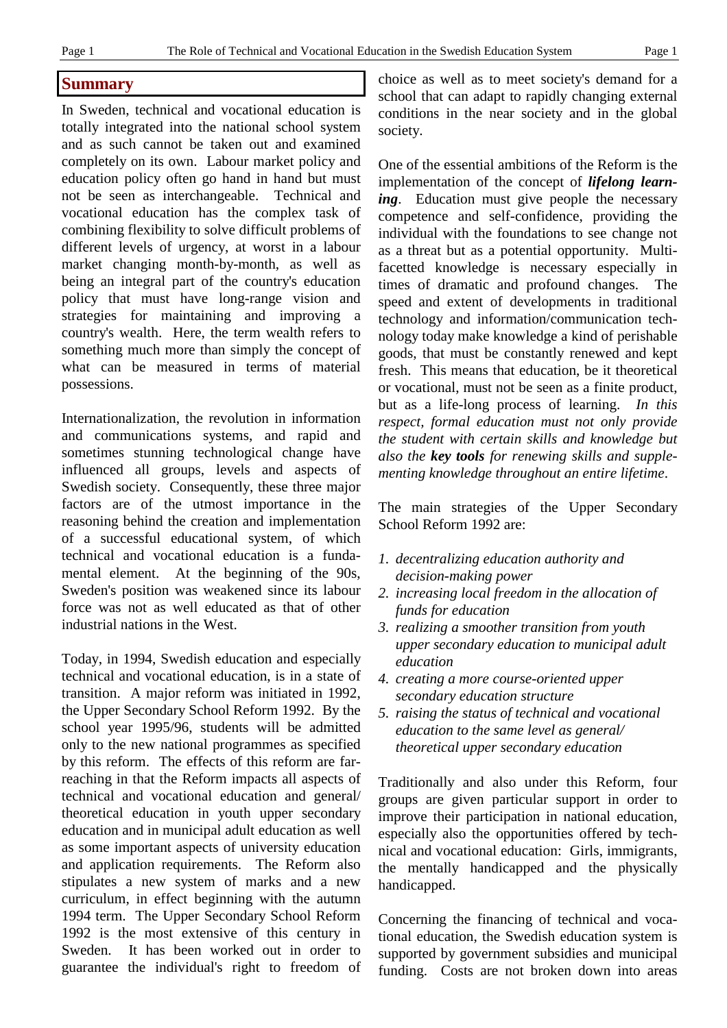## Summary

In Sweden, technical and vocational education is totally integrated into the national school system and as such cannot be taken out and examined completely on its own. Labour market policy and education policy often go hand in hand but must not be seen as interchangeable. Technical and vocational education has the complex task of combining flexibility to solve difficult problems of different levels of urgency, at worst in a labour market changing month-by-month, as well as being an integral part of the country's education policy that must have long-range vision and strategies for maintaining and improving a country's wealth. Here, the term wealth refers to something much more than simply the concept of what can be measured in terms of material possessions.

Internationalization, the revolution in information and communications systems, and rapid and sometimes stunning technological change have influenced all groups, levels and aspects of Swedish society. Consequently, these three major factors are of the utmost importance in the reasoning behind the creation and implementation of a successful educational system, of which technical and vocational education is a fundamental element. At the beginning of the 90s, Sweden's position was weakened since its labour force was not as well educated as that of other industrial nations in the West.

Today, in 1994, Swedish education and especially technical and vocational education, is in a state of transition. A major reform was initiated in 1992, the Upper Secondary School Reform 1992. By the school year 1995/96, students will be admitted only to the new national programmes as specified by this reform. The effects of this reform are far-reaching in that the Reform impacts all aspects of technical and vocational education and general/theoretical education in youth upper secondary education and in municipal adult education as well as some important aspects of university education and application requirements. The Reform also stipulates a new system of marks and a new curriculum, in effect beginning with the autumn 1994 term. The Upper Secondary School Reform 1992 is the most extensive of this century in Sweden. It has been worked out in order to guarantee the individual's right to freedom of choice as well as to meet society's demand for a school that can adapt to rapidly changing external conditions in the near society and in the global society.

One of the essential ambitions of the Reform is the implementation of the concept of ***lifelong learning***. Education must give people the necessary competence and self-confidence, providing the individual with the foundations to see change not as a threat but as a potential opportunity. Multi-facetted knowledge is necessary especially in times of dramatic and profound changes. The speed and extent of developments in traditional technology and information/communication technology today make knowledge a kind of perishable goods, that must be constantly renewed and kept fresh. This means that education, be it theoretical or vocational, must not be seen as a finite product, but as a life-long process of learning. *In this respect, formal education must not only provide the student with certain skills and knowledge but also the* ***key tools*** *for renewing skills and supplementing knowledge throughout an entire lifetime*.

The main strategies of the Upper Secondary School Reform 1992 are:

1. *decentralizing education authority and decision-making power*
2. *increasing local freedom in the allocation of funds for education*
3. *realizing a smoother transition from youth upper secondary education to municipal adult education*
4. *creating a more course-oriented upper secondary education structure*
5. *raising the status of technical and vocational education to the same level as general/theoretical upper secondary education*

Traditionally and also under this Reform, four groups are given particular support in order to improve their participation in national education, especially also the opportunities offered by technical and vocational education: Girls, immigrants, the mentally handicapped and the physically handicapped.

Concerning the financing of technical and vocational education, the Swedish education system is supported by government subsidies and municipal funding. Costs are not broken down into areas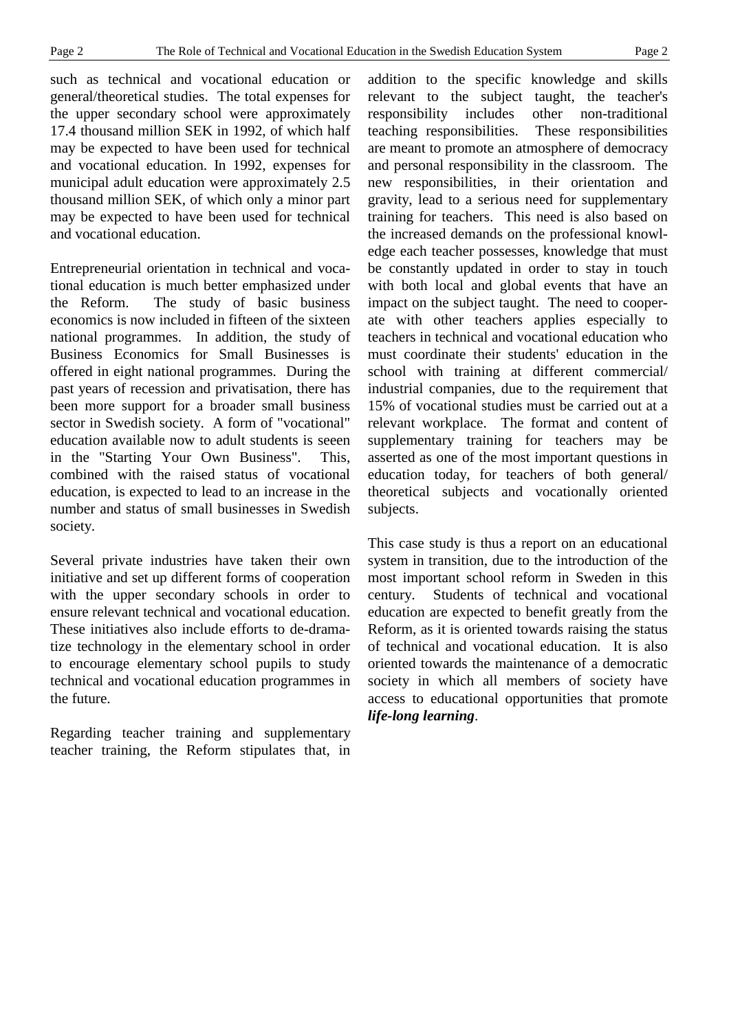such as technical and vocational education or general/theoretical studies. The total expenses for the upper secondary school were approximately 17.4 thousand million SEK in 1992, of which half may be expected to have been used for technical and vocational education. In 1992, expenses for municipal adult education were approximately 2.5 thousand million SEK, of which only a minor part may be expected to have been used for technical and vocational education.

Entrepreneurial orientation in technical and vocational education is much better emphasized under the Reform. The study of basic business economics is now included in fifteen of the sixteen national programmes. In addition, the study of Business Economics for Small Businesses is offered in eight national programmes. During the past years of recession and privatisation, there has been more support for a broader small business sector in Swedish society. A form of "vocational" education available now to adult students is seeen in the "Starting Your Own Business". This, combined with the raised status of vocational education, is expected to lead to an increase in the number and status of small businesses in Swedish society.

Several private industries have taken their own initiative and set up different forms of cooperation with the upper secondary schools in order to ensure relevant technical and vocational education. These initiatives also include efforts to de-dramatize technology in the elementary school in order to encourage elementary school pupils to study technical and vocational education programmes in the future.

Regarding teacher training and supplementary teacher training, the Reform stipulates that, in addition to the specific knowledge and skills relevant to the subject taught, the teacher's responsibility includes other non-traditional teaching responsibilities. These responsibilities are meant to promote an atmosphere of democracy and personal responsibility in the classroom. The new responsibilities, in their orientation and gravity, lead to a serious need for supplementary training for teachers. This need is also based on the increased demands on the professional knowledge each teacher possesses, knowledge that must be constantly updated in order to stay in touch with both local and global events that have an impact on the subject taught. The need to cooperate with other teachers applies especially to teachers in technical and vocational education who must coordinate their students' education in the school with training at different commercial/ industrial companies, due to the requirement that 15% of vocational studies must be carried out at a relevant workplace. The format and content of supplementary training for teachers may be asserted as one of the most important questions in education today, for teachers of both general/ theoretical subjects and vocationally oriented subjects.

This case study is thus a report on an educational system in transition, due to the introduction of the most important school reform in Sweden in this century. Students of technical and vocational education are expected to benefit greatly from the Reform, as it is oriented towards raising the status of technical and vocational education. It is also oriented towards the maintenance of a democratic society in which all members of society have access to educational opportunities that promote ***life-long learning***.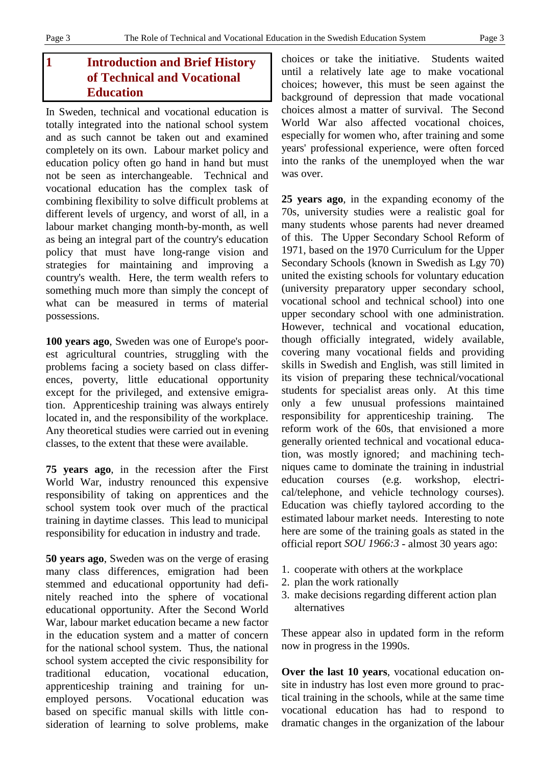# 1 Introduction and Brief History of Technical and Vocational Education

In Sweden, technical and vocational education is totally integrated into the national school system and as such cannot be taken out and examined completely on its own. Labour market policy and education policy often go hand in hand but must not be seen as interchangeable. Technical and vocational education has the complex task of combining flexibility to solve difficult problems at different levels of urgency, and worst of all, in a labour market changing month-by-month, as well as being an integral part of the country's education policy that must have long-range vision and strategies for maintaining and improving a country's wealth. Here, the term wealth refers to something much more than simply the concept of what can be measured in terms of material possessions.

**100 years ago**, Sweden was one of Europe's poorest agricultural countries, struggling with the problems facing a society based on class differences, poverty, little educational opportunity except for the privileged, and extensive emigration. Apprenticeship training was always entirely located in, and the responsibility of the workplace. Any theoretical studies were carried out in evening classes, to the extent that these were available.

**75 years ago**, in the recession after the First World War, industry renounced this expensive responsibility of taking on apprentices and the school system took over much of the practical training in daytime classes. This lead to municipal responsibility for education in industry and trade.

**50 years ago**, Sweden was on the verge of erasing many class differences, emigration had been stemmed and educational opportunity had definitely reached into the sphere of vocational educational opportunity. After the Second World War, labour market education became a new factor in the education system and a matter of concern for the national school system. Thus, the national school system accepted the civic responsibility for traditional education, vocational education, apprenticeship training and training for unemployed persons. Vocational education was based on specific manual skills with little consideration of learning to solve problems, make choices or take the initiative. Students waited until a relatively late age to make vocational choices; however, this must be seen against the background of depression that made vocational choices almost a matter of survival. The Second World War also affected vocational choices, especially for women who, after training and some years' professional experience, were often forced into the ranks of the unemployed when the war was over.

**25 years ago**, in the expanding economy of the 70s, university studies were a realistic goal for many students whose parents had never dreamed of this. The Upper Secondary School Reform of 1971, based on the 1970 Curriculum for the Upper Secondary Schools (known in Swedish as Lgy 70) united the existing schools for voluntary education (university preparatory upper secondary school, vocational school and technical school) into one upper secondary school with one administration. However, technical and vocational education, though officially integrated, widely available, covering many vocational fields and providing skills in Swedish and English, was still limited in its vision of preparing these technical/vocational students for specialist areas only. At this time only a few unusual professions maintained responsibility for apprenticeship training. The reform work of the 60s, that envisioned a more generally oriented technical and vocational education, was mostly ignored; and machining techniques came to dominate the training in industrial education courses (e.g. workshop, electrical/telephone, and vehicle technology courses). Education was chiefly taylored according to the estimated labour market needs. Interesting to note here are some of the training goals as stated in the official report *SOU 1966:3* - almost 30 years ago:

1. cooperate with others at the workplace
2. plan the work rationally
3. make decisions regarding different action plan alternatives

These appear also in updated form in the reform now in progress in the 1990s.

**Over the last 10 years**, vocational education on-site in industry has lost even more ground to practical training in the schools, while at the same time vocational education has had to respond to dramatic changes in the organization of the labour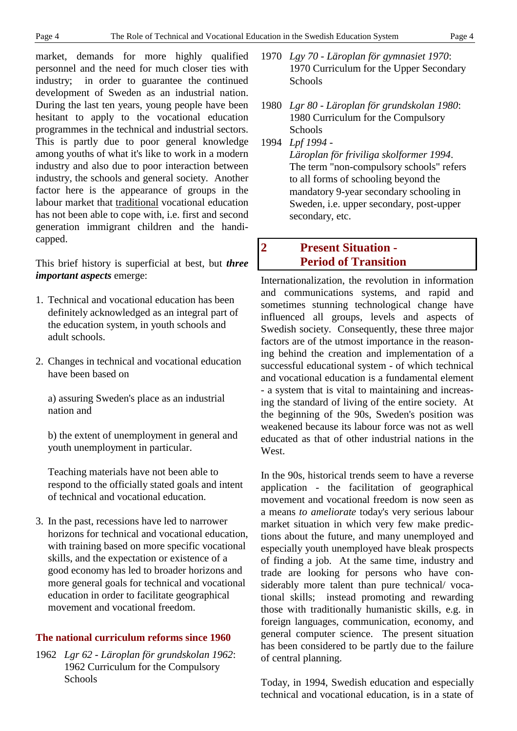market, demands for more highly qualified personnel and the need for much closer ties with industry; in order to guarantee the continued development of Sweden as an industrial nation. During the last ten years, young people have been hesitant to apply to the vocational education programmes in the technical and industrial sectors. This is partly due to poor general knowledge among youths of what it's like to work in a modern industry and also due to poor interaction between industry, the schools and general society. Another factor here is the appearance of groups in the labour market that traditional vocational education has not been able to cope with, i.e. first and second generation immigrant children and the handicapped.

This brief history is superficial at best, but ***three important aspects*** emerge:

1. Technical and vocational education has been definitely acknowledged as an integral part of the education system, in youth schools and adult schools.

2. Changes in technical and vocational education have been based on

   a) assuring Sweden's place as an industrial nation and

   b) the extent of unemployment in general and youth unemployment in particular.

   Teaching materials have not been able to respond to the officially stated goals and intent of technical and vocational education.

3. In the past, recessions have led to narrower horizons for technical and vocational education, with training based on more specific vocational skills, and the expectation or existence of a good economy has led to broader horizons and more general goals for technical and vocational education in order to facilitate geographical movement and vocational freedom.

### The national curriculum reforms since 1960

1962 *Lgr 62 - Läroplan för grundskolan 1962*: 1962 Curriculum for the Compulsory Schools

1970 *Lgy 70 - Läroplan för gymnasiet 1970*: 1970 Curriculum for the Upper Secondary Schools

1980 *Lgr 80 - Läroplan för grundskolan 1980*: 1980 Curriculum for the Compulsory Schools

1994 *Lpf 1994 - Läroplan för friviliga skolformer 1994*. The term "non-compulsory schools" refers to all forms of schooling beyond the mandatory 9-year secondary schooling in Sweden, i.e. upper secondary, post-upper secondary, etc.

## 2 Present Situation - Period of Transition

Internationalization, the revolution in information and communications systems, and rapid and sometimes stunning technological change have influenced all groups, levels and aspects of Swedish society. Consequently, these three major factors are of the utmost importance in the reasoning behind the creation and implementation of a successful educational system - of which technical and vocational education is a fundamental element - a system that is vital to maintaining and increasing the standard of living of the entire society. At the beginning of the 90s, Sweden's position was weakened because its labour force was not as well educated as that of other industrial nations in the West.

In the 90s, historical trends seem to have a reverse application - the facilitation of geographical movement and vocational freedom is now seen as a means *to ameliorate* today's very serious labour market situation in which very few make predictions about the future, and many unemployed and especially youth unemployed have bleak prospects of finding a job. At the same time, industry and trade are looking for persons who have considerably more talent than pure technical/ vocational skills; instead promoting and rewarding those with traditionally humanistic skills, e.g. in foreign languages, communication, economy, and general computer science. The present situation has been considered to be partly due to the failure of central planning.

Today, in 1994, Swedish education and especially technical and vocational education, is in a state of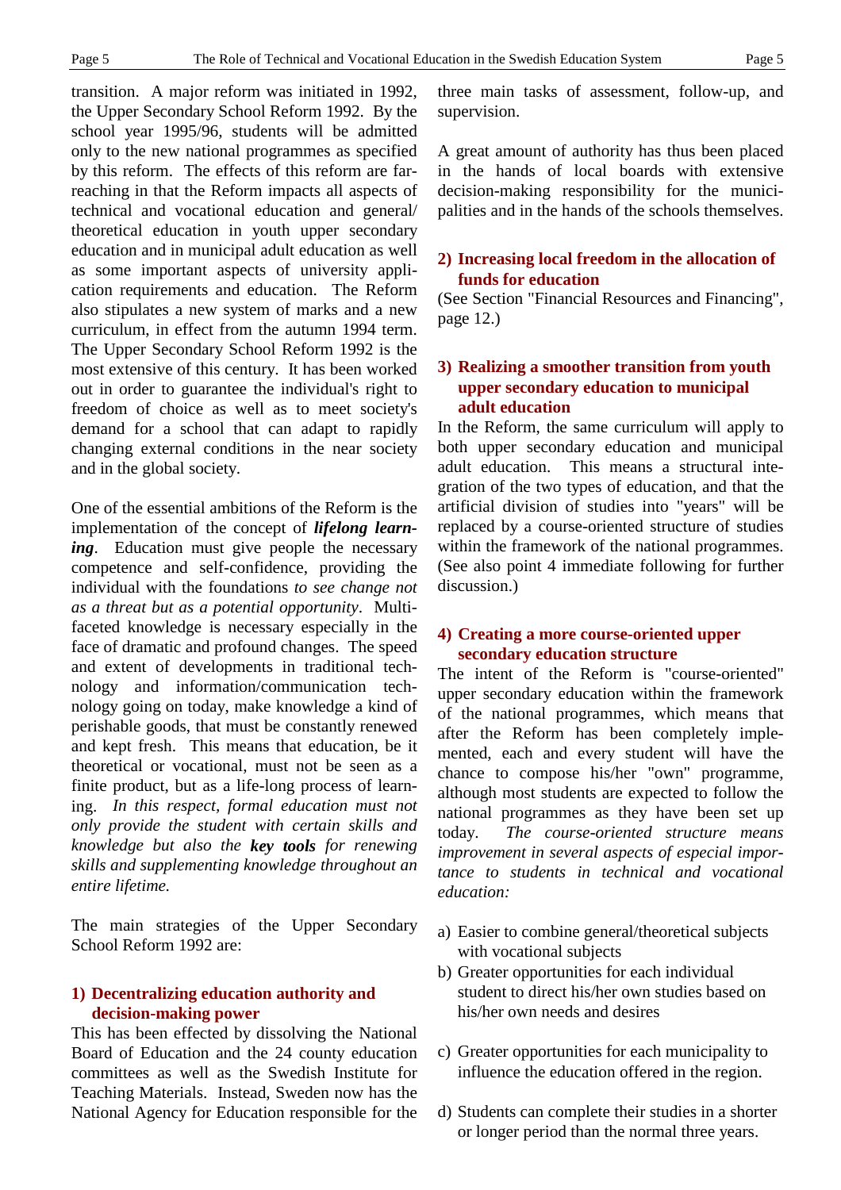transition. A major reform was initiated in 1992, the Upper Secondary School Reform 1992. By the school year 1995/96, students will be admitted only to the new national programmes as specified by this reform. The effects of this reform are far-reaching in that the Reform impacts all aspects of technical and vocational education and general/ theoretical education in youth upper secondary education and in municipal adult education as well as some important aspects of university application requirements and education. The Reform also stipulates a new system of marks and a new curriculum, in effect from the autumn 1994 term. The Upper Secondary School Reform 1992 is the most extensive of this century. It has been worked out in order to guarantee the individual's right to freedom of choice as well as to meet society's demand for a school that can adapt to rapidly changing external conditions in the near society and in the global society.

One of the essential ambitions of the Reform is the implementation of the concept of ***lifelong learning***. Education must give people the necessary competence and self-confidence, providing the individual with the foundations *to see change not as a threat but as a potential opportunity*. Multi-faceted knowledge is necessary especially in the face of dramatic and profound changes. The speed and extent of developments in traditional technology and information/communication technology going on today, make knowledge a kind of perishable goods, that must be constantly renewed and kept fresh. This means that education, be it theoretical or vocational, must not be seen as a finite product, but as a life-long process of learning. *In this respect, formal education must not only provide the student with certain skills and knowledge but also the **key tools** for renewing skills and supplementing knowledge throughout an entire lifetime.*

The main strategies of the Upper Secondary School Reform 1992 are:

**1) Decentralizing education authority and decision-making power**

This has been effected by dissolving the National Board of Education and the 24 county education committees as well as the Swedish Institute for Teaching Materials. Instead, Sweden now has the National Agency for Education responsible for the three main tasks of assessment, follow-up, and supervision.

A great amount of authority has thus been placed in the hands of local boards with extensive decision-making responsibility for the municipalities and in the hands of the schools themselves.

**2) Increasing local freedom in the allocation of funds for education**

(See Section "Financial Resources and Financing", page 12.)

**3) Realizing a smoother transition from youth upper secondary education to municipal adult education**

In the Reform, the same curriculum will apply to both upper secondary education and municipal adult education. This means a structural integration of the two types of education, and that the artificial division of studies into "years" will be replaced by a course-oriented structure of studies within the framework of the national programmes. (See also point 4 immediate following for further discussion.)

**4) Creating a more course-oriented upper secondary education structure**

The intent of the Reform is "course-oriented" upper secondary education within the framework of the national programmes, which means that after the Reform has been completely implemented, each and every student will have the chance to compose his/her "own" programme, although most students are expected to follow the national programmes as they have been set up today. *The course-oriented structure means improvement in several aspects of especial importance to students in technical and vocational education:*

a) Easier to combine general/theoretical subjects with vocational subjects
b) Greater opportunities for each individual student to direct his/her own studies based on his/her own needs and desires
c) Greater opportunities for each municipality to influence the education offered in the region.
d) Students can complete their studies in a shorter or longer period than the normal three years.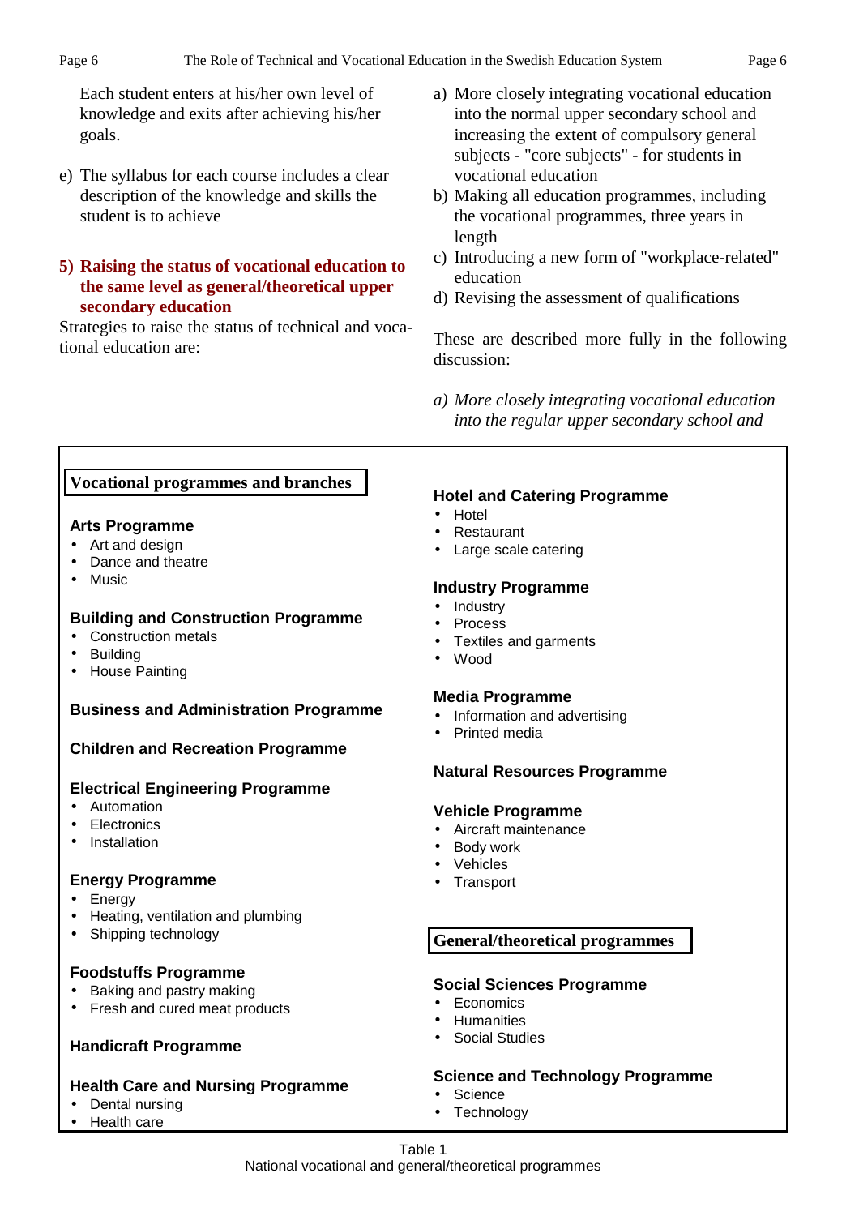Each student enters at his/her own level of knowledge and exits after achieving his/her goals.

e) The syllabus for each course includes a clear description of the knowledge and skills the student is to achieve

**5) Raising the status of vocational education to the same level as general/theoretical upper secondary education**

Strategies to raise the status of technical and vocational education are:

a) More closely integrating vocational education into the normal upper secondary school and increasing the extent of compulsory general subjects - "core subjects" - for students in vocational education
b) Making all education programmes, including the vocational programmes, three years in length
c) Introducing a new form of "workplace-related" education
d) Revising the assessment of qualifications

These are described more fully in the following discussion:

*a) More closely integrating vocational education into the regular upper secondary school and*

**Vocational programmes and branches**

**Arts Programme**
- Art and design
- Dance and theatre
- Music

**Building and Construction Programme**
- Construction metals
- Building
- House Painting

**Business and Administration Programme**

**Children and Recreation Programme**

**Electrical Engineering Programme**
- Automation
- Electronics
- Installation

**Energy Programme**
- Energy
- Heating, ventilation and plumbing
- Shipping technology

**Foodstuffs Programme**
- Baking and pastry making
- Fresh and cured meat products

**Handicraft Programme**

**Health Care and Nursing Programme**
- Dental nursing
- Health care

**Hotel and Catering Programme**
- Hotel
- Restaurant
- Large scale catering

**Industry Programme**
- Industry
- Process
- Textiles and garments
- Wood

**Media Programme**
- Information and advertising
- Printed media

**Natural Resources Programme**

**Vehicle Programme**
- Aircraft maintenance
- Body work
- Vehicles
- Transport

**General/theoretical programmes**

**Social Sciences Programme**
- Economics
- Humanities
- Social Studies

**Science and Technology Programme**
- Science
- Technology

Table 1
National vocational and general/theoretical programmes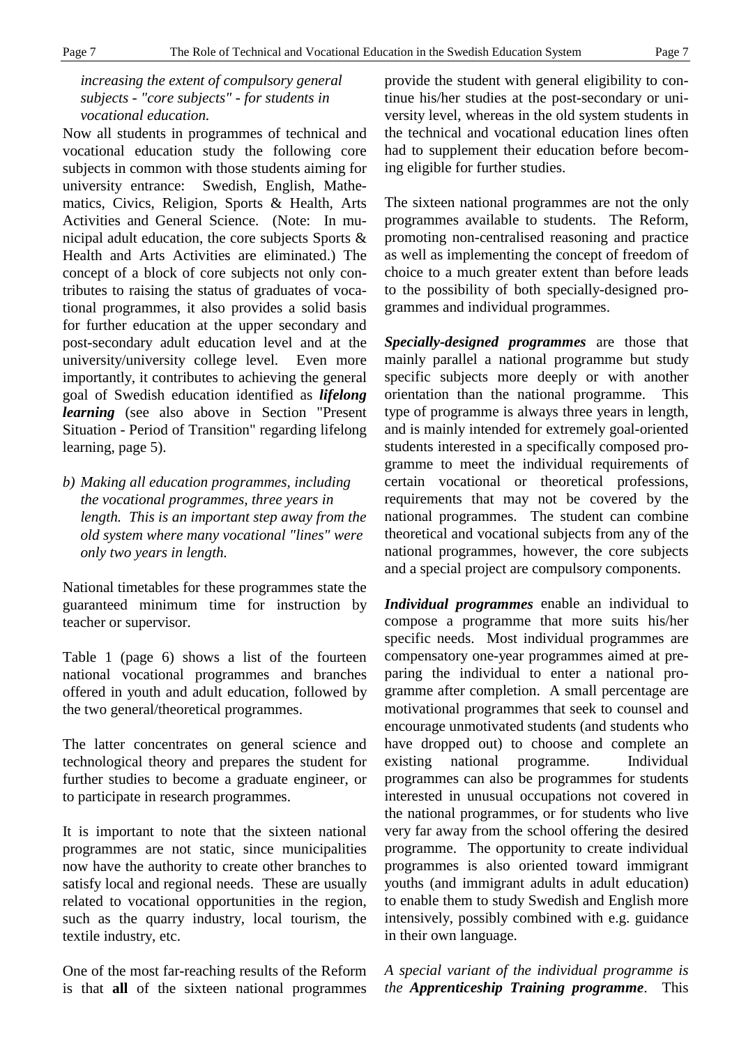*increasing the extent of compulsory general subjects - "core subjects" - for students in vocational education.*

Now all students in programmes of technical and vocational education study the following core subjects in common with those students aiming for university entrance: Swedish, English, Mathematics, Civics, Religion, Sports & Health, Arts Activities and General Science. (Note: In municipal adult education, the core subjects Sports & Health and Arts Activities are eliminated.) The concept of a block of core subjects not only contributes to raising the status of graduates of vocational programmes, it also provides a solid basis for further education at the upper secondary and post-secondary adult education level and at the university/university college level. Even more importantly, it contributes to achieving the general goal of Swedish education identified as ***lifelong learning*** (see also above in Section "Present Situation - Period of Transition" regarding lifelong learning, page 5).

b) *Making all education programmes, including the vocational programmes, three years in length. This is an important step away from the old system where many vocational "lines" were only two years in length.*

National timetables for these programmes state the guaranteed minimum time for instruction by teacher or supervisor.

Table 1 (page 6) shows a list of the fourteen national vocational programmes and branches offered in youth and adult education, followed by the two general/theoretical programmes.

The latter concentrates on general science and technological theory and prepares the student for further studies to become a graduate engineer, or to participate in research programmes.

It is important to note that the sixteen national programmes are not static, since municipalities now have the authority to create other branches to satisfy local and regional needs. These are usually related to vocational opportunities in the region, such as the quarry industry, local tourism, the textile industry, etc.

One of the most far-reaching results of the Reform is that **all** of the sixteen national programmes provide the student with general eligibility to continue his/her studies at the post-secondary or university level, whereas in the old system students in the technical and vocational education lines often had to supplement their education before becoming eligible for further studies.

The sixteen national programmes are not the only programmes available to students. The Reform, promoting non-centralised reasoning and practice as well as implementing the concept of freedom of choice to a much greater extent than before leads to the possibility of both specially-designed programmes and individual programmes.

***Specially-designed programmes*** are those that mainly parallel a national programme but study specific subjects more deeply or with another orientation than the national programme. This type of programme is always three years in length, and is mainly intended for extremely goal-oriented students interested in a specifically composed programme to meet the individual requirements of certain vocational or theoretical professions, requirements that may not be covered by the national programmes. The student can combine theoretical and vocational subjects from any of the national programmes, however, the core subjects and a special project are compulsory components.

***Individual programmes*** enable an individual to compose a programme that more suits his/her specific needs. Most individual programmes are compensatory one-year programmes aimed at preparing the individual to enter a national programme after completion. A small percentage are motivational programmes that seek to counsel and encourage unmotivated students (and students who have dropped out) to choose and complete an existing national programme. Individual programmes can also be programmes for students interested in unusual occupations not covered in the national programmes, or for students who live very far away from the school offering the desired programme. The opportunity to create individual programmes is also oriented toward immigrant youths (and immigrant adults in adult education) to enable them to study Swedish and English more intensively, possibly combined with e.g. guidance in their own language.

*A special variant of the individual programme is the **Apprenticeship Training programme**.* This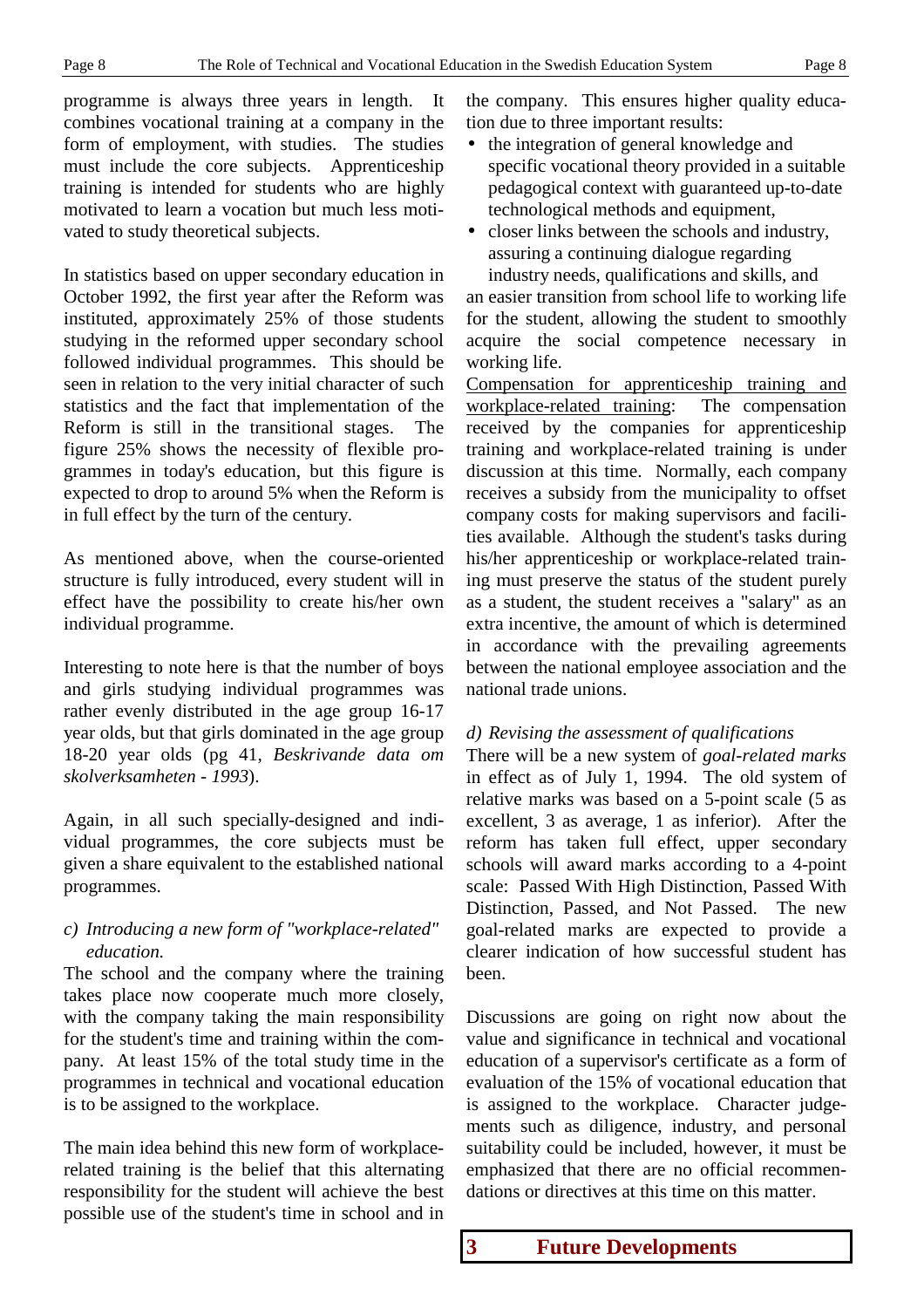programme is always three years in length. It combines vocational training at a company in the form of employment, with studies. The studies must include the core subjects. Apprenticeship training is intended for students who are highly motivated to learn a vocation but much less motivated to study theoretical subjects.

In statistics based on upper secondary education in October 1992, the first year after the Reform was instituted, approximately 25% of those students studying in the reformed upper secondary school followed individual programmes. This should be seen in relation to the very initial character of such statistics and the fact that implementation of the Reform is still in the transitional stages. The figure 25% shows the necessity of flexible programmes in today's education, but this figure is expected to drop to around 5% when the Reform is in full effect by the turn of the century.

As mentioned above, when the course-oriented structure is fully introduced, every student will in effect have the possibility to create his/her own individual programme.

Interesting to note here is that the number of boys and girls studying individual programmes was rather evenly distributed in the age group 16-17 year olds, but that girls dominated in the age group 18-20 year olds (pg 41, *Beskrivande data om skolverksamheten - 1993*).

Again, in all such specially-designed and individual programmes, the core subjects must be given a share equivalent to the established national programmes.

*c) Introducing a new form of "workplace-related" education.*

The school and the company where the training takes place now cooperate much more closely, with the company taking the main responsibility for the student's time and training within the company. At least 15% of the total study time in the programmes in technical and vocational education is to be assigned to the workplace.

The main idea behind this new form of workplace-related training is the belief that this alternating responsibility for the student will achieve the best possible use of the student's time in school and in the company. This ensures higher quality education due to three important results:

- the integration of general knowledge and specific vocational theory provided in a suitable pedagogical context with guaranteed up-to-date technological methods and equipment,
- closer links between the schools and industry, assuring a continuing dialogue regarding industry needs, qualifications and skills, and

an easier transition from school life to working life for the student, allowing the student to smoothly acquire the social competence necessary in working life.

<u>Compensation for apprenticeship training and workplace-related training</u>: The compensation received by the companies for apprenticeship training and workplace-related training is under discussion at this time. Normally, each company receives a subsidy from the municipality to offset company costs for making supervisors and facilities available. Although the student's tasks during his/her apprenticeship or workplace-related training must preserve the status of the student purely as a student, the student receives a "salary" as an extra incentive, the amount of which is determined in accordance with the prevailing agreements between the national employee association and the national trade unions.

*d) Revising the assessment of qualifications*

There will be a new system of *goal-related marks* in effect as of July 1, 1994. The old system of relative marks was based on a 5-point scale (5 as excellent, 3 as average, 1 as inferior). After the reform has taken full effect, upper secondary schools will award marks according to a 4-point scale: Passed With High Distinction, Passed With Distinction, Passed, and Not Passed. The new goal-related marks are expected to provide a clearer indication of how successful student has been.

Discussions are going on right now about the value and significance in technical and vocational education of a supervisor's certificate as a form of evaluation of the 15% of vocational education that is assigned to the workplace. Character judgements such as diligence, industry, and personal suitability could be included, however, it must be emphasized that there are no official recommendations or directives at this time on this matter.

# 3 Future Developments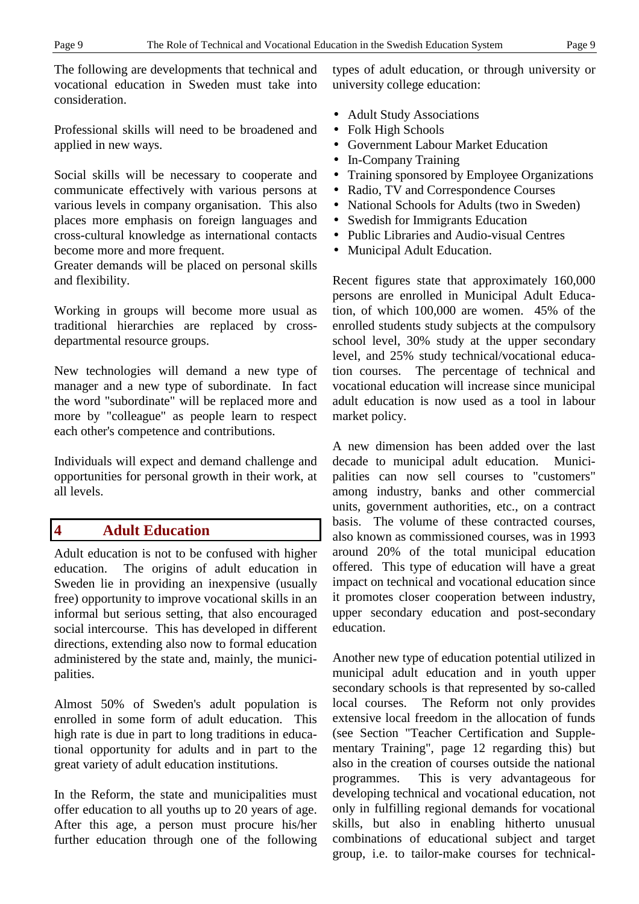The following are developments that technical and vocational education in Sweden must take into consideration.

Professional skills will need to be broadened and applied in new ways.

Social skills will be necessary to cooperate and communicate effectively with various persons at various levels in company organisation. This also places more emphasis on foreign languages and cross-cultural knowledge as international contacts become more and more frequent.
Greater demands will be placed on personal skills and flexibility.

Working in groups will become more usual as traditional hierarchies are replaced by cross-departmental resource groups.

New technologies will demand a new type of manager and a new type of subordinate. In fact the word "subordinate" will be replaced more and more by "colleague" as people learn to respect each other's competence and contributions.

Individuals will expect and demand challenge and opportunities for personal growth in their work, at all levels.

## 4 Adult Education

Adult education is not to be confused with higher education. The origins of adult education in Sweden lie in providing an inexpensive (usually free) opportunity to improve vocational skills in an informal but serious setting, that also encouraged social intercourse. This has developed in different directions, extending also now to formal education administered by the state and, mainly, the municipalities.

Almost 50% of Sweden's adult population is enrolled in some form of adult education. This high rate is due in part to long traditions in educational opportunity for adults and in part to the great variety of adult education institutions.

In the Reform, the state and municipalities must offer education to all youths up to 20 years of age. After this age, a person must procure his/her further education through one of the following types of adult education, or through university or university college education:

- Adult Study Associations
- Folk High Schools
- Government Labour Market Education
- In-Company Training
- Training sponsored by Employee Organizations
- Radio, TV and Correspondence Courses
- National Schools for Adults (two in Sweden)
- Swedish for Immigrants Education
- Public Libraries and Audio-visual Centres
- Municipal Adult Education.

Recent figures state that approximately 160,000 persons are enrolled in Municipal Adult Education, of which 100,000 are women. 45% of the enrolled students study subjects at the compulsory school level, 30% study at the upper secondary level, and 25% study technical/vocational education courses. The percentage of technical and vocational education will increase since municipal adult education is now used as a tool in labour market policy.

A new dimension has been added over the last decade to municipal adult education. Municipalities can now sell courses to "customers" among industry, banks and other commercial units, government authorities, etc., on a contract basis. The volume of these contracted courses, also known as commissioned courses, was in 1993 around 20% of the total municipal education offered. This type of education will have a great impact on technical and vocational education since it promotes closer cooperation between industry, upper secondary education and post-secondary education.

Another new type of education potential utilized in municipal adult education and in youth upper secondary schools is that represented by so-called local courses. The Reform not only provides extensive local freedom in the allocation of funds (see Section "Teacher Certification and Supplementary Training", page 12 regarding this) but also in the creation of courses outside the national programmes. This is very advantageous for developing technical and vocational education, not only in fulfilling regional demands for vocational skills, but also in enabling hitherto unusual combinations of educational subject and target group, i.e. to tailor-make courses for technical-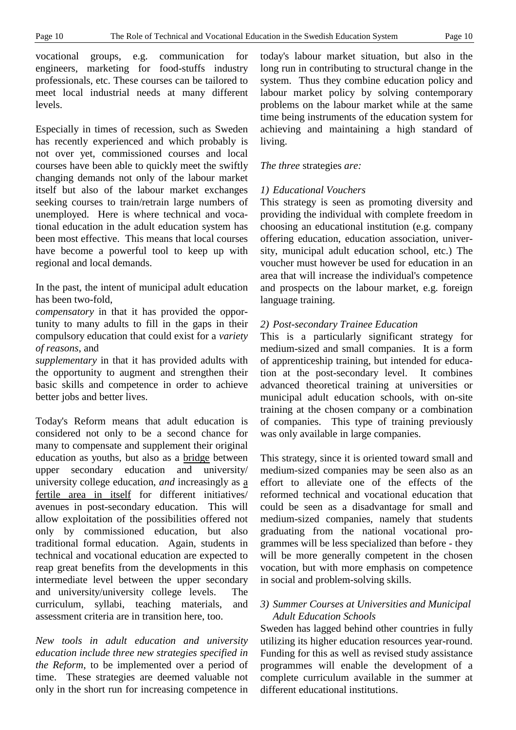vocational groups, e.g. communication for engineers, marketing for food-stuffs industry professionals, etc. These courses can be tailored to meet local industrial needs at many different levels.

Especially in times of recession, such as Sweden has recently experienced and which probably is not over yet, commissioned courses and local courses have been able to quickly meet the swiftly changing demands not only of the labour market itself but also of the labour market exchanges seeking courses to train/retrain large numbers of unemployed. Here is where technical and vocational education in the adult education system has been most effective. This means that local courses have become a powerful tool to keep up with regional and local demands.

In the past, the intent of municipal adult education has been two-fold,
*compensatory* in that it has provided the opportunity to many adults to fill in the gaps in their compulsory education that could exist for a *variety of reasons*, and
*supplementary* in that it has provided adults with the opportunity to augment and strengthen their basic skills and competence in order to achieve better jobs and better lives.

Today's Reform means that adult education is considered not only to be a second chance for many to compensate and supplement their original education as youths, but also as a <u>bridge</u> between upper secondary education and university/ university college education, *and* increasingly as <u>a fertile area in itself</u> for different initiatives/ avenues in post-secondary education. This will allow exploitation of the possibilities offered not only by commissioned education, but also traditional formal education. Again, students in technical and vocational education are expected to reap great benefits from the developments in this intermediate level between the upper secondary and university/university college levels. The curriculum, syllabi, teaching materials, and assessment criteria are in transition here, too.

*New tools in adult education and university education include three new strategies specified in the Reform*, to be implemented over a period of time. These strategies are deemed valuable not only in the short run for increasing competence in today's labour market situation, but also in the long run in contributing to structural change in the system. Thus they combine education policy and labour market policy by solving contemporary problems on the labour market while at the same time being instruments of the education system for achieving and maintaining a high standard of living.

*The three* strategies *are:*

*1) Educational Vouchers*
This strategy is seen as promoting diversity and providing the individual with complete freedom in choosing an educational institution (e.g. company offering education, education association, university, municipal adult education school, etc.) The voucher must however be used for education in an area that will increase the individual's competence and prospects on the labour market, e.g. foreign language training.

*2) Post-secondary Trainee Education*
This is a particularly significant strategy for medium-sized and small companies. It is a form of apprenticeship training, but intended for education at the post-secondary level. It combines advanced theoretical training at universities or municipal adult education schools, with on-site training at the chosen company or a combination of companies. This type of training previously was only available in large companies.

This strategy, since it is oriented toward small and medium-sized companies may be seen also as an effort to alleviate one of the effects of the reformed technical and vocational education that could be seen as a disadvantage for small and medium-sized companies, namely that students graduating from the national vocational programmes will be less specialized than before - they will be more generally competent in the chosen vocation, but with more emphasis on competence in social and problem-solving skills.

*3) Summer Courses at Universities and Municipal Adult Education Schools*
Sweden has lagged behind other countries in fully utilizing its higher education resources year-round. Funding for this as well as revised study assistance programmes will enable the development of a complete curriculum available in the summer at different educational institutions.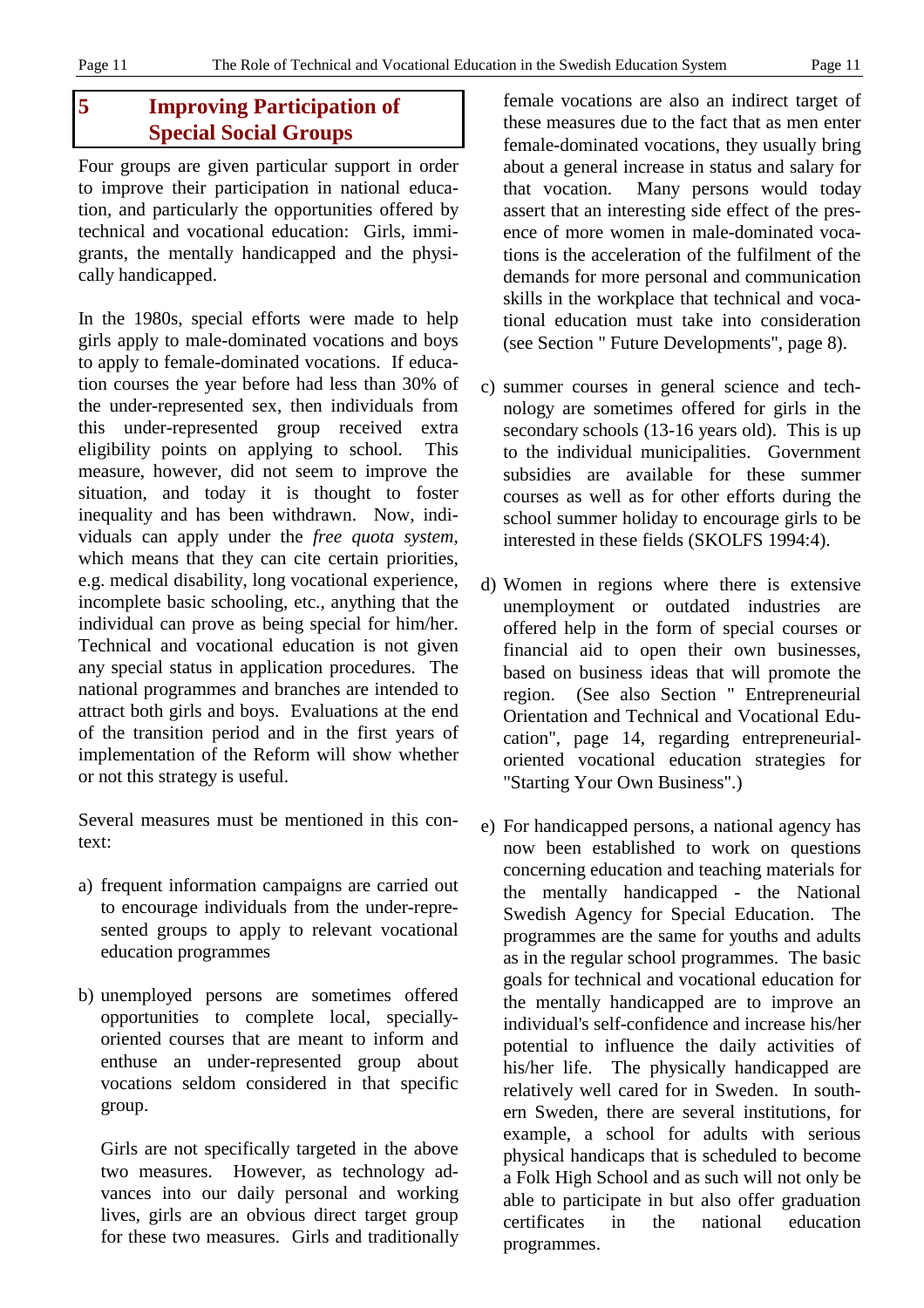# 5 Improving Participation of Special Social Groups

Four groups are given particular support in order to improve their participation in national education, and particularly the opportunities offered by technical and vocational education: Girls, immigrants, the mentally handicapped and the physically handicapped.

In the 1980s, special efforts were made to help girls apply to male-dominated vocations and boys to apply to female-dominated vocations. If education courses the year before had less than 30% of the under-represented sex, then individuals from this under-represented group received extra eligibility points on applying to school. This measure, however, did not seem to improve the situation, and today it is thought to foster inequality and has been withdrawn. Now, individuals can apply under the *free quota system*, which means that they can cite certain priorities, e.g. medical disability, long vocational experience, incomplete basic schooling, etc., anything that the individual can prove as being special for him/her. Technical and vocational education is not given any special status in application procedures. The national programmes and branches are intended to attract both girls and boys. Evaluations at the end of the transition period and in the first years of implementation of the Reform will show whether or not this strategy is useful.

Several measures must be mentioned in this context:

a) frequent information campaigns are carried out to encourage individuals from the under-represented groups to apply to relevant vocational education programmes

b) unemployed persons are sometimes offered opportunities to complete local, specially-oriented courses that are meant to inform and enthuse an under-represented group about vocations seldom considered in that specific group.

   Girls are not specifically targeted in the above two measures. However, as technology advances into our daily personal and working lives, girls are an obvious direct target group for these two measures. Girls and traditionally female vocations are also an indirect target of these measures due to the fact that as men enter female-dominated vocations, they usually bring about a general increase in status and salary for that vocation. Many persons would today assert that an interesting side effect of the presence of more women in male-dominated vocations is the acceleration of the fulfilment of the demands for more personal and communication skills in the workplace that technical and vocational education must take into consideration (see Section " Future Developments", page 8).

c) summer courses in general science and technology are sometimes offered for girls in the secondary schools (13-16 years old). This is up to the individual municipalities. Government subsidies are available for these summer courses as well as for other efforts during the school summer holiday to encourage girls to be interested in these fields (SKOLFS 1994:4).

d) Women in regions where there is extensive unemployment or outdated industries are offered help in the form of special courses or financial aid to open their own businesses, based on business ideas that will promote the region. (See also Section " Entrepreneurial Orientation and Technical and Vocational Education", page 14, regarding entrepreneurial-oriented vocational education strategies for "Starting Your Own Business".)

e) For handicapped persons, a national agency has now been established to work on questions concerning education and teaching materials for the mentally handicapped - the National Swedish Agency for Special Education. The programmes are the same for youths and adults as in the regular school programmes. The basic goals for technical and vocational education for the mentally handicapped are to improve an individual's self-confidence and increase his/her potential to influence the daily activities of his/her life. The physically handicapped are relatively well cared for in Sweden. In southern Sweden, there are several institutions, for example, a school for adults with serious physical handicaps that is scheduled to become a Folk High School and as such will not only be able to participate in but also offer graduation certificates in the national education programmes.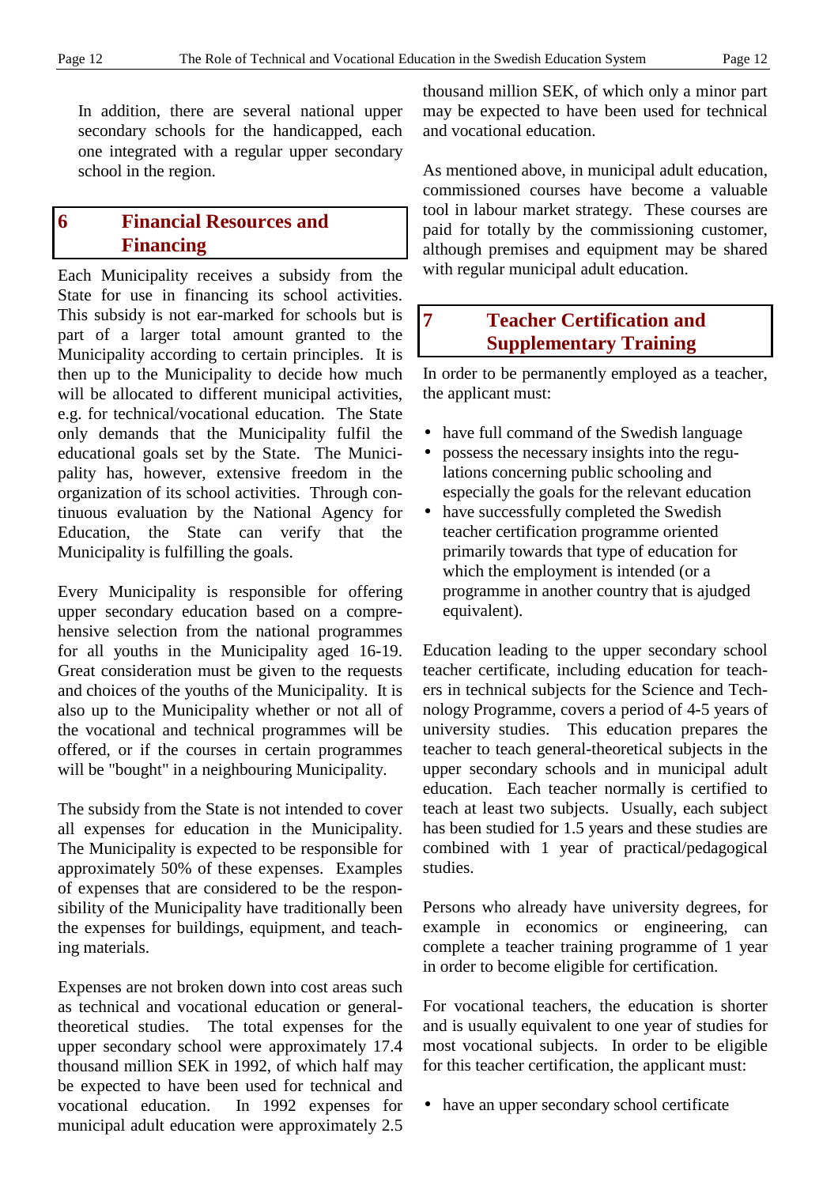In addition, there are several national upper secondary schools for the handicapped, each one integrated with a regular upper secondary school in the region.

## 6 Financial Resources and Financing

Each Municipality receives a subsidy from the State for use in financing its school activities. This subsidy is not ear-marked for schools but is part of a larger total amount granted to the Municipality according to certain principles. It is then up to the Municipality to decide how much will be allocated to different municipal activities, e.g. for technical/vocational education. The State only demands that the Municipality fulfil the educational goals set by the State. The Municipality has, however, extensive freedom in the organization of its school activities. Through continuous evaluation by the National Agency for Education, the State can verify that the Municipality is fulfilling the goals.

Every Municipality is responsible for offering upper secondary education based on a comprehensive selection from the national programmes for all youths in the Municipality aged 16-19. Great consideration must be given to the requests and choices of the youths of the Municipality. It is also up to the Municipality whether or not all of the vocational and technical programmes will be offered, or if the courses in certain programmes will be "bought" in a neighbouring Municipality.

The subsidy from the State is not intended to cover all expenses for education in the Municipality. The Municipality is expected to be responsible for approximately 50% of these expenses. Examples of expenses that are considered to be the responsibility of the Municipality have traditionally been the expenses for buildings, equipment, and teaching materials.

Expenses are not broken down into cost areas such as technical and vocational education or general-theoretical studies. The total expenses for the upper secondary school were approximately 17.4 thousand million SEK in 1992, of which half may be expected to have been used for technical and vocational education. In 1992 expenses for municipal adult education were approximately 2.5 thousand million SEK, of which only a minor part may be expected to have been used for technical and vocational education.

As mentioned above, in municipal adult education, commissioned courses have become a valuable tool in labour market strategy. These courses are paid for totally by the commissioning customer, although premises and equipment may be shared with regular municipal adult education.

## 7 Teacher Certification and Supplementary Training

In order to be permanently employed as a teacher, the applicant must:

- have full command of the Swedish language
- possess the necessary insights into the regulations concerning public schooling and especially the goals for the relevant education
- have successfully completed the Swedish teacher certification programme oriented primarily towards that type of education for which the employment is intended (or a programme in another country that is ajudged equivalent).

Education leading to the upper secondary school teacher certificate, including education for teachers in technical subjects for the Science and Technology Programme, covers a period of 4-5 years of university studies. This education prepares the teacher to teach general-theoretical subjects in the upper secondary schools and in municipal adult education. Each teacher normally is certified to teach at least two subjects. Usually, each subject has been studied for 1.5 years and these studies are combined with 1 year of practical/pedagogical studies.

Persons who already have university degrees, for example in economics or engineering, can complete a teacher training programme of 1 year in order to become eligible for certification.

For vocational teachers, the education is shorter and is usually equivalent to one year of studies for most vocational subjects. In order to be eligible for this teacher certification, the applicant must:

- have an upper secondary school certificate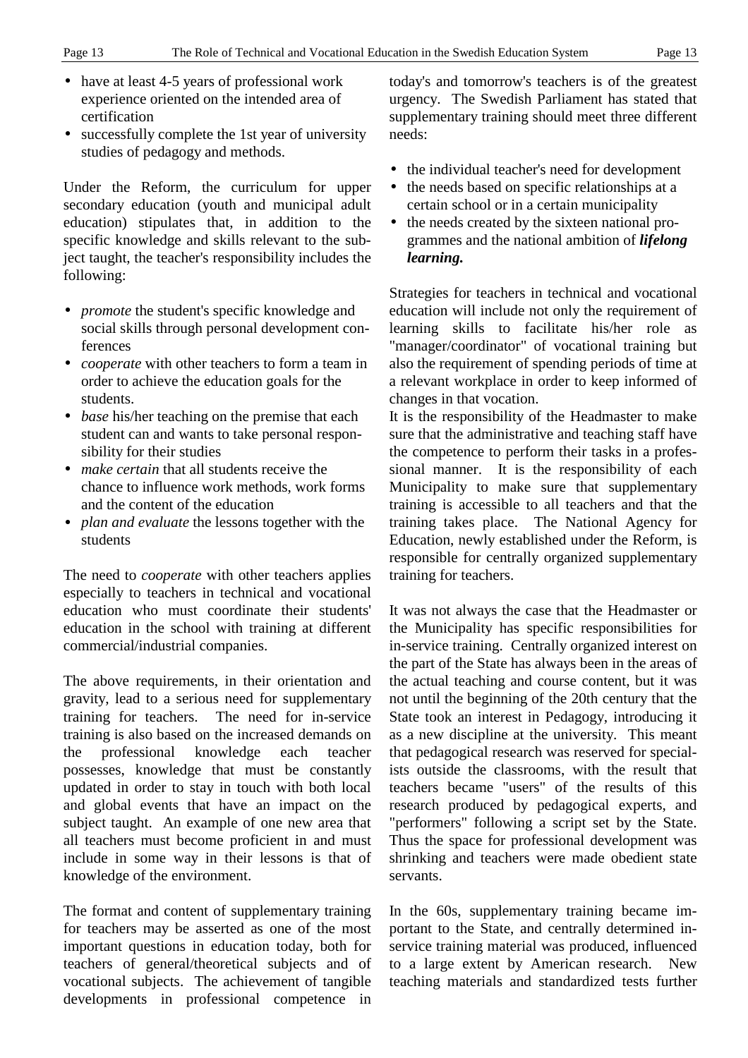- have at least 4-5 years of professional work experience oriented on the intended area of certification
- successfully complete the 1st year of university studies of pedagogy and methods.

Under the Reform, the curriculum for upper secondary education (youth and municipal adult education) stipulates that, in addition to the specific knowledge and skills relevant to the subject taught, the teacher's responsibility includes the following:

- *promote* the student's specific knowledge and social skills through personal development conferences
- *cooperate* with other teachers to form a team in order to achieve the education goals for the students.
- *base* his/her teaching on the premise that each student can and wants to take personal responsibility for their studies
- *make certain* that all students receive the chance to influence work methods, work forms and the content of the education
- *plan and evaluate* the lessons together with the students

The need to *cooperate* with other teachers applies especially to teachers in technical and vocational education who must coordinate their students' education in the school with training at different commercial/industrial companies.

The above requirements, in their orientation and gravity, lead to a serious need for supplementary training for teachers. The need for in-service training is also based on the increased demands on the professional knowledge each teacher possesses, knowledge that must be constantly updated in order to stay in touch with both local and global events that have an impact on the subject taught. An example of one new area that all teachers must become proficient in and must include in some way in their lessons is that of knowledge of the environment.

The format and content of supplementary training for teachers may be asserted as one of the most important questions in education today, both for teachers of general/theoretical subjects and of vocational subjects. The achievement of tangible developments in professional competence in today's and tomorrow's teachers is of the greatest urgency. The Swedish Parliament has stated that supplementary training should meet three different needs:

- the individual teacher's need for development
- the needs based on specific relationships at a certain school or in a certain municipality
- the needs created by the sixteen national programmes and the national ambition of ***lifelong learning.***

Strategies for teachers in technical and vocational education will include not only the requirement of learning skills to facilitate his/her role as "manager/coordinator" of vocational training but also the requirement of spending periods of time at a relevant workplace in order to keep informed of changes in that vocation.
It is the responsibility of the Headmaster to make sure that the administrative and teaching staff have the competence to perform their tasks in a professional manner. It is the responsibility of each Municipality to make sure that supplementary training is accessible to all teachers and that the training takes place. The National Agency for Education, newly established under the Reform, is responsible for centrally organized supplementary training for teachers.

It was not always the case that the Headmaster or the Municipality has specific responsibilities for in-service training. Centrally organized interest on the part of the State has always been in the areas of the actual teaching and course content, but it was not until the beginning of the 20th century that the State took an interest in Pedagogy, introducing it as a new discipline at the university. This meant that pedagogical research was reserved for specialists outside the classrooms, with the result that teachers became "users" of the results of this research produced by pedagogical experts, and "performers" following a script set by the State. Thus the space for professional development was shrinking and teachers were made obedient state servants.

In the 60s, supplementary training became important to the State, and centrally determined in-service training material was produced, influenced to a large extent by American research. New teaching materials and standardized tests further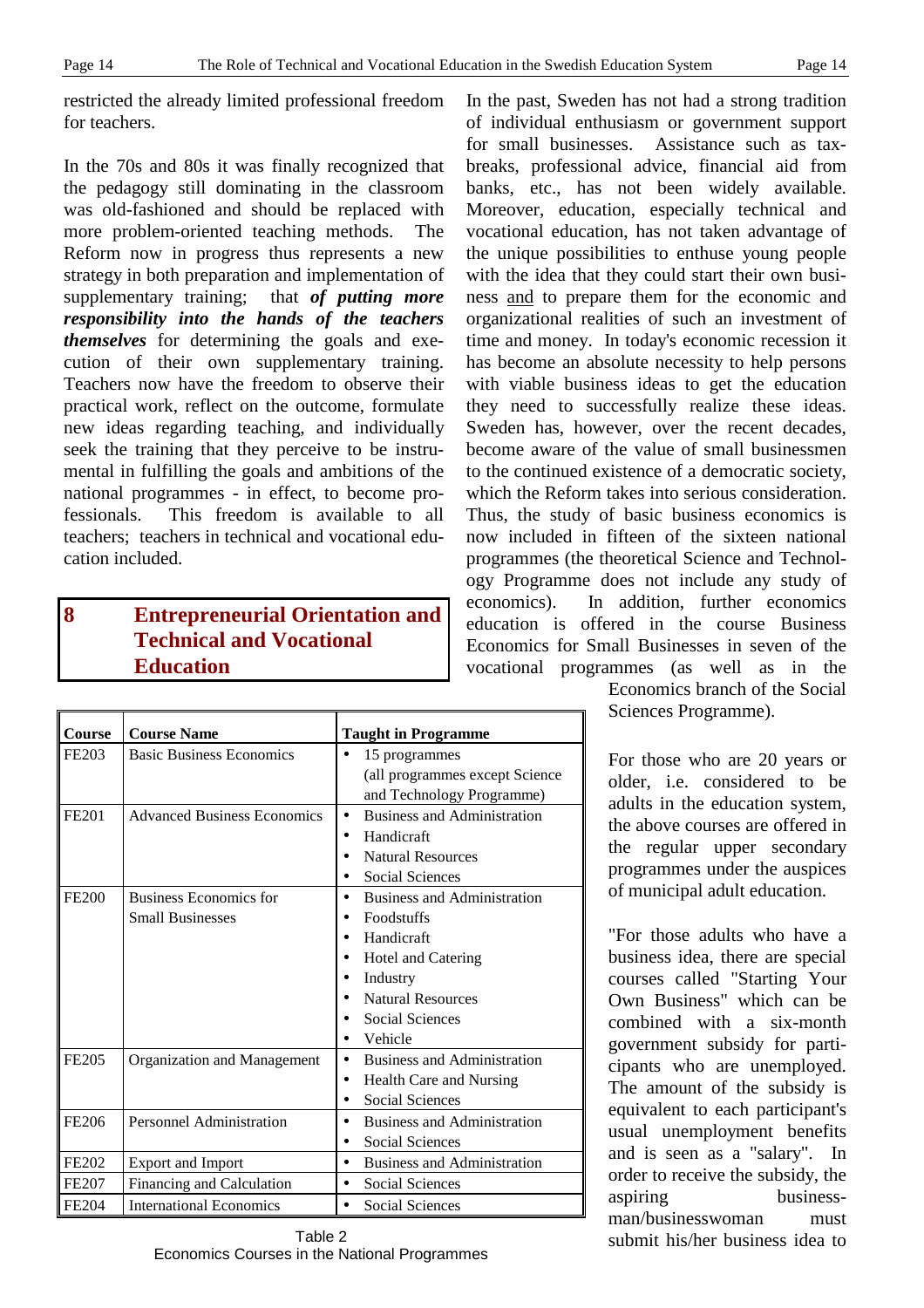restricted the already limited professional freedom for teachers.

In the 70s and 80s it was finally recognized that the pedagogy still dominating in the classroom was old-fashioned and should be replaced with more problem-oriented teaching methods. The Reform now in progress thus represents a new strategy in both preparation and implementation of supplementary training; that ***of putting more responsibility into the hands of the teachers themselves*** for determining the goals and execution of their own supplementary training. Teachers now have the freedom to observe their practical work, reflect on the outcome, formulate new ideas regarding teaching, and individually seek the training that they perceive to be instrumental in fulfilling the goals and ambitions of the national programmes - in effect, to become professionals. This freedom is available to all teachers; teachers in technical and vocational education included.

## 8 Entrepreneurial Orientation and Technical and Vocational Education

In the past, Sweden has not had a strong tradition of individual enthusiasm or government support for small businesses. Assistance such as tax-breaks, professional advice, financial aid from banks, etc., has not been widely available. Moreover, education, especially technical and vocational education, has not taken advantage of the unique possibilities to enthuse young people with the idea that they could start their own business and to prepare them for the economic and organizational realities of such an investment of time and money. In today's economic recession it has become an absolute necessity to help persons with viable business ideas to get the education they need to successfully realize these ideas. Sweden has, however, over the recent decades, become aware of the value of small businessmen to the continued existence of a democratic society, which the Reform takes into serious consideration. Thus, the study of basic business economics is now included in fifteen of the sixteen national programmes (the theoretical Science and Technology Programme does not include any study of economics). In addition, further economics education is offered in the course Business Economics for Small Businesses in seven of the vocational programmes (as well as in the Economics branch of the Social Sciences Programme).

| Course | Course Name | Taught in Programme |
|---|---|---|
| FE203 | Basic Business Economics | • 15 programmes (all programmes except Science and Technology Programme) |
| FE201 | Advanced Business Economics | • Business and Administration<br>• Handicraft<br>• Natural Resources<br>• Social Sciences |
| FE200 | Business Economics for Small Businesses | • Business and Administration<br>• Foodstuffs<br>• Handicraft<br>• Hotel and Catering<br>• Industry<br>• Natural Resources<br>• Social Sciences<br>• Vehicle |
| FE205 | Organization and Management | • Business and Administration<br>• Health Care and Nursing<br>• Social Sciences |
| FE206 | Personnel Administration | • Business and Administration<br>• Social Sciences |
| FE202 | Export and Import | • Business and Administration |
| FE207 | Financing and Calculation | • Social Sciences |
| FE204 | International Economics | • Social Sciences |

Table 2
Economics Courses in the National Programmes

For those who are 20 years or older, i.e. considered to be adults in the education system, the above courses are offered in the regular upper secondary programmes under the auspices of municipal adult education.

"For those adults who have a business idea, there are special courses called "Starting Your Own Business" which can be combined with a six-month government subsidy for participants who are unemployed. The amount of the subsidy is equivalent to each participant's usual unemployment benefits and is seen as a "salary". In order to receive the subsidy, the aspiring businessman/businesswoman must submit his/her business idea to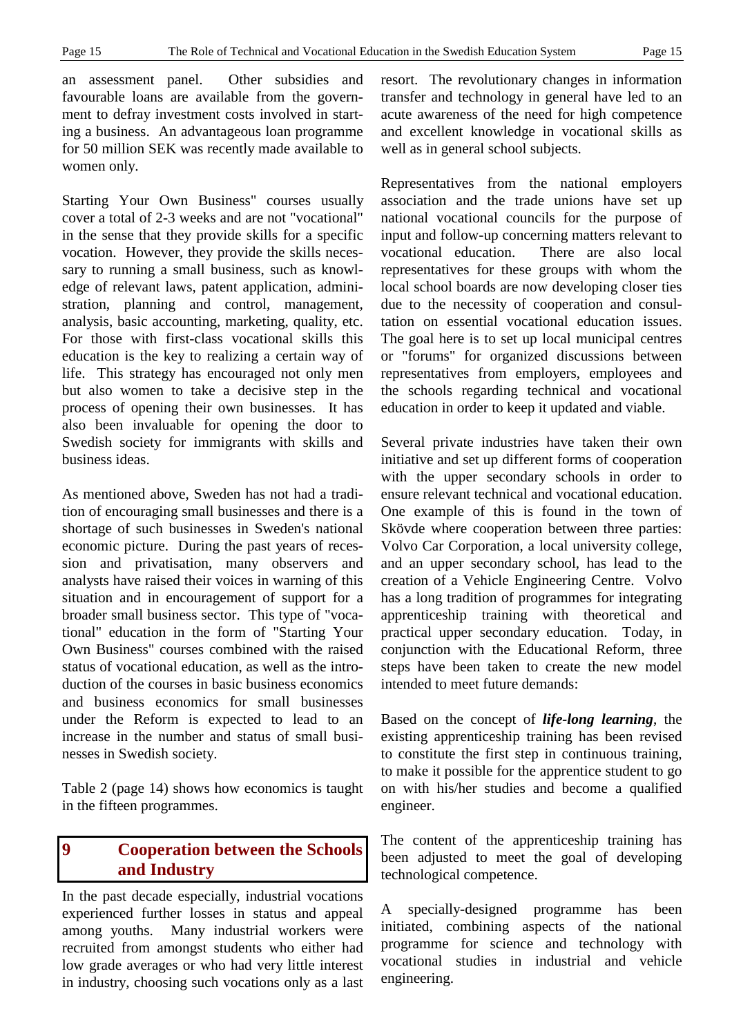an assessment panel. Other subsidies and favourable loans are available from the government to defray investment costs involved in starting a business. An advantageous loan programme for 50 million SEK was recently made available to women only.

Starting Your Own Business" courses usually cover a total of 2-3 weeks and are not "vocational" in the sense that they provide skills for a specific vocation. However, they provide the skills necessary to running a small business, such as knowledge of relevant laws, patent application, administration, planning and control, management, analysis, basic accounting, marketing, quality, etc. For those with first-class vocational skills this education is the key to realizing a certain way of life. This strategy has encouraged not only men but also women to take a decisive step in the process of opening their own businesses. It has also been invaluable for opening the door to Swedish society for immigrants with skills and business ideas.

As mentioned above, Sweden has not had a tradition of encouraging small businesses and there is a shortage of such businesses in Sweden's national economic picture. During the past years of recession and privatisation, many observers and analysts have raised their voices in warning of this situation and in encouragement of support for a broader small business sector. This type of "vocational" education in the form of "Starting Your Own Business" courses combined with the raised status of vocational education, as well as the introduction of the courses in basic business economics and business economics for small businesses under the Reform is expected to lead to an increase in the number and status of small businesses in Swedish society.

Table 2 (page 14) shows how economics is taught in the fifteen programmes.

# 9 Cooperation between the Schools and Industry

In the past decade especially, industrial vocations experienced further losses in status and appeal among youths. Many industrial workers were recruited from amongst students who either had low grade averages or who had very little interest in industry, choosing such vocations only as a last resort. The revolutionary changes in information transfer and technology in general have led to an acute awareness of the need for high competence and excellent knowledge in vocational skills as well as in general school subjects.

Representatives from the national employers association and the trade unions have set up national vocational councils for the purpose of input and follow-up concerning matters relevant to vocational education. There are also local representatives for these groups with whom the local school boards are now developing closer ties due to the necessity of cooperation and consultation on essential vocational education issues. The goal here is to set up local municipal centres or "forums" for organized discussions between representatives from employers, employees and the schools regarding technical and vocational education in order to keep it updated and viable.

Several private industries have taken their own initiative and set up different forms of cooperation with the upper secondary schools in order to ensure relevant technical and vocational education. One example of this is found in the town of Skövde where cooperation between three parties: Volvo Car Corporation, a local university college, and an upper secondary school, has lead to the creation of a Vehicle Engineering Centre. Volvo has a long tradition of programmes for integrating apprenticeship training with theoretical and practical upper secondary education. Today, in conjunction with the Educational Reform, three steps have been taken to create the new model intended to meet future demands:

Based on the concept of ***life-long learning***, the existing apprenticeship training has been revised to constitute the first step in continuous training, to make it possible for the apprentice student to go on with his/her studies and become a qualified engineer.

The content of the apprenticeship training has been adjusted to meet the goal of developing technological competence.

A specially-designed programme has been initiated, combining aspects of the national programme for science and technology with vocational studies in industrial and vehicle engineering.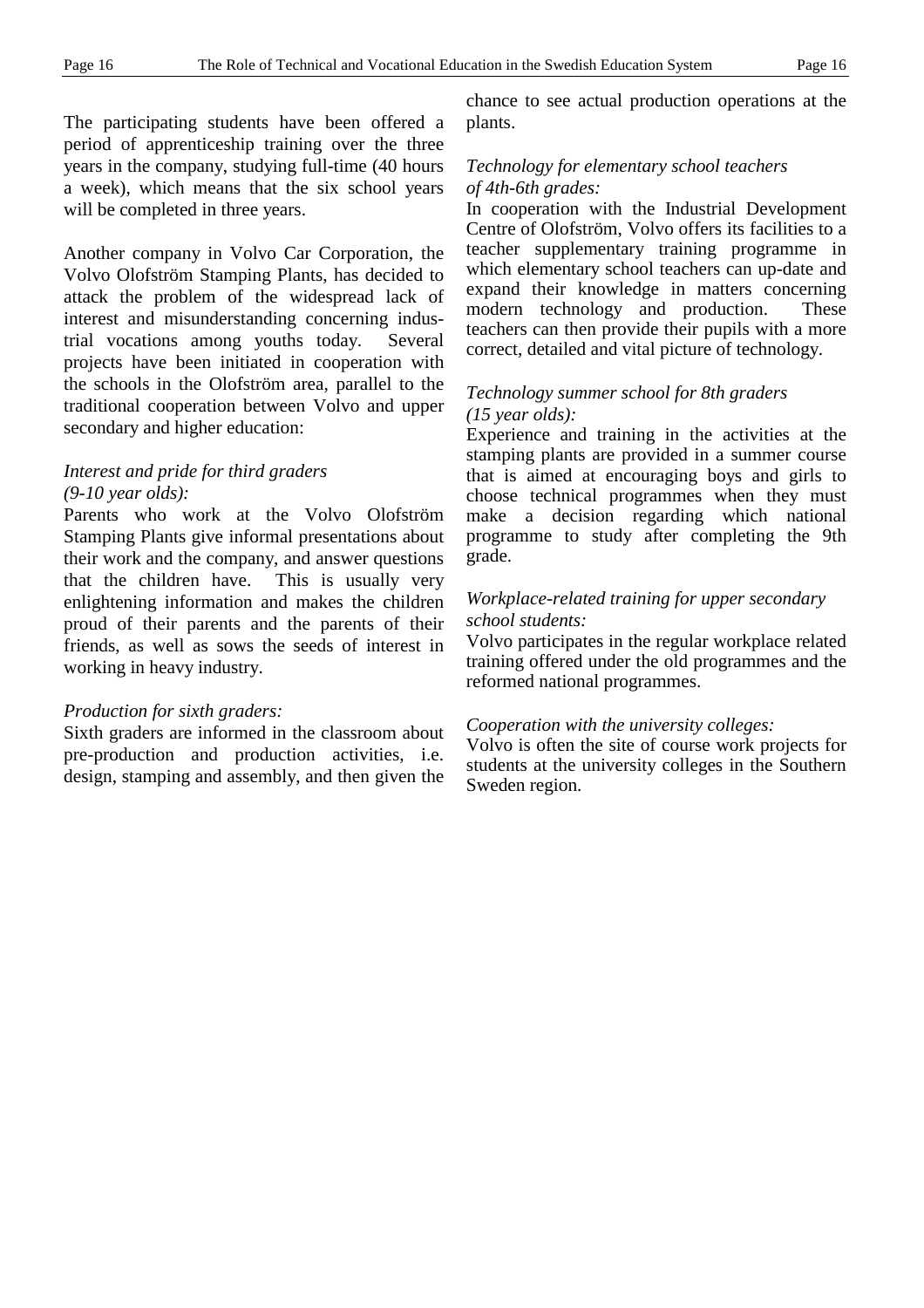The participating students have been offered a period of apprenticeship training over the three years in the company, studying full-time (40 hours a week), which means that the six school years will be completed in three years.

Another company in Volvo Car Corporation, the Volvo Olofström Stamping Plants, has decided to attack the problem of the widespread lack of interest and misunderstanding concerning industrial vocations among youths today. Several projects have been initiated in cooperation with the schools in the Olofström area, parallel to the traditional cooperation between Volvo and upper secondary and higher education:

*Interest and pride for third graders (9-10 year olds):*
Parents who work at the Volvo Olofström Stamping Plants give informal presentations about their work and the company, and answer questions that the children have. This is usually very enlightening information and makes the children proud of their parents and the parents of their friends, as well as sows the seeds of interest in working in heavy industry.

*Production for sixth graders:*
Sixth graders are informed in the classroom about pre-production and production activities, i.e. design, stamping and assembly, and then given the chance to see actual production operations at the plants.

*Technology for elementary school teachers of 4th-6th grades:*
In cooperation with the Industrial Development Centre of Olofström, Volvo offers its facilities to a teacher supplementary training programme in which elementary school teachers can up-date and expand their knowledge in matters concerning modern technology and production. These teachers can then provide their pupils with a more correct, detailed and vital picture of technology.

*Technology summer school for 8th graders (15 year olds):*
Experience and training in the activities at the stamping plants are provided in a summer course that is aimed at encouraging boys and girls to choose technical programmes when they must make a decision regarding which national programme to study after completing the 9th grade.

*Workplace-related training for upper secondary school students:*
Volvo participates in the regular workplace related training offered under the old programmes and the reformed national programmes.

*Cooperation with the university colleges:*
Volvo is often the site of course work projects for students at the university colleges in the Southern Sweden region.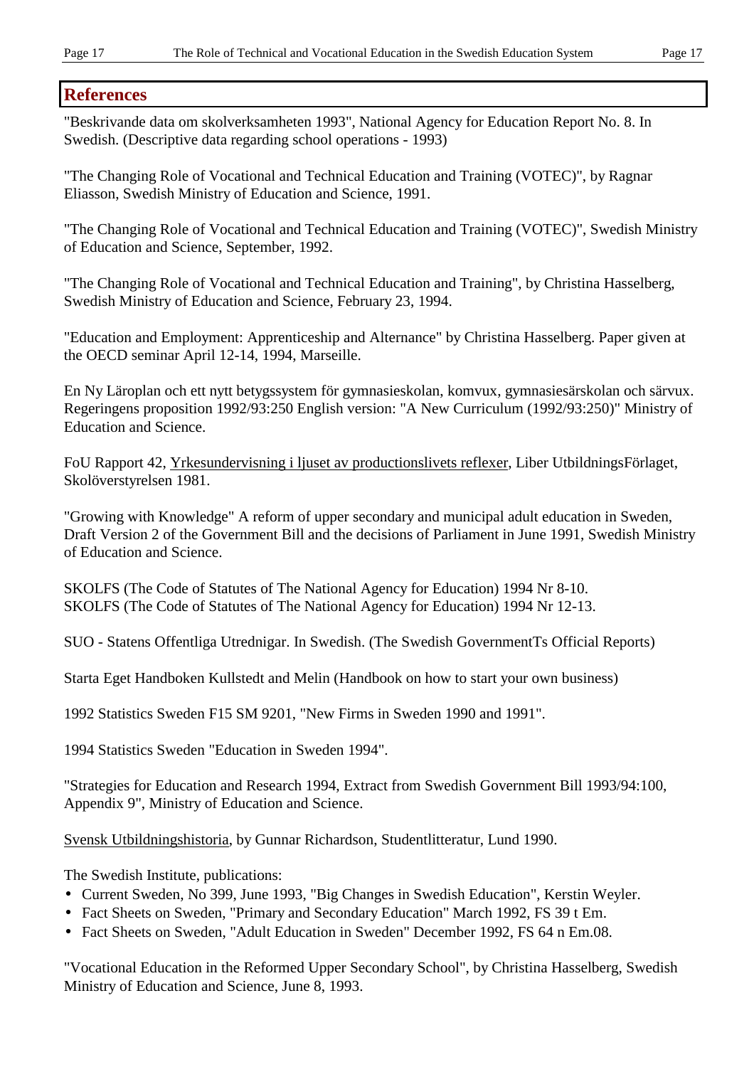## References

"Beskrivande data om skolverksamheten 1993", National Agency for Education Report No. 8. In Swedish. (Descriptive data regarding school operations - 1993)

"The Changing Role of Vocational and Technical Education and Training (VOTEC)", by Ragnar Eliasson, Swedish Ministry of Education and Science, 1991.

"The Changing Role of Vocational and Technical Education and Training (VOTEC)", Swedish Ministry of Education and Science, September, 1992.

"The Changing Role of Vocational and Technical Education and Training", by Christina Hasselberg, Swedish Ministry of Education and Science, February 23, 1994.

"Education and Employment: Apprenticeship and Alternance" by Christina Hasselberg. Paper given at the OECD seminar April 12-14, 1994, Marseille.

En Ny Läroplan och ett nytt betygssystem för gymnasieskolan, komvux, gymnasiesärskolan och särvux. Regeringens proposition 1992/93:250 English version: "A New Curriculum (1992/93:250)" Ministry of Education and Science.

FoU Rapport 42, Yrkesundervisning i ljuset av productionslivets reflexer, Liber UtbildningsFörlaget, Skolöverstyrelsen 1981.

"Growing with Knowledge" A reform of upper secondary and municipal adult education in Sweden, Draft Version 2 of the Government Bill and the decisions of Parliament in June 1991, Swedish Ministry of Education and Science.

SKOLFS (The Code of Statutes of The National Agency for Education) 1994 Nr 8-10.
SKOLFS (The Code of Statutes of The National Agency for Education) 1994 Nr 12-13.

SUO - Statens Offentliga Utrednigar. In Swedish. (The Swedish GovernmentTs Official Reports)

Starta Eget Handboken Kullstedt and Melin (Handbook on how to start your own business)

1992 Statistics Sweden F15 SM 9201, "New Firms in Sweden 1990 and 1991".

1994 Statistics Sweden "Education in Sweden 1994".

"Strategies for Education and Research 1994, Extract from Swedish Government Bill 1993/94:100, Appendix 9", Ministry of Education and Science.

Svensk Utbildningshistoria, by Gunnar Richardson, Studentlitteratur, Lund 1990.

The Swedish Institute, publications:

- Current Sweden, No 399, June 1993, "Big Changes in Swedish Education", Kerstin Weyler.
- Fact Sheets on Sweden, "Primary and Secondary Education" March 1992, FS 39 t Em.
- Fact Sheets on Sweden, "Adult Education in Sweden" December 1992, FS 64 n Em.08.

"Vocational Education in the Reformed Upper Secondary School", by Christina Hasselberg, Swedish Ministry of Education and Science, June 8, 1993.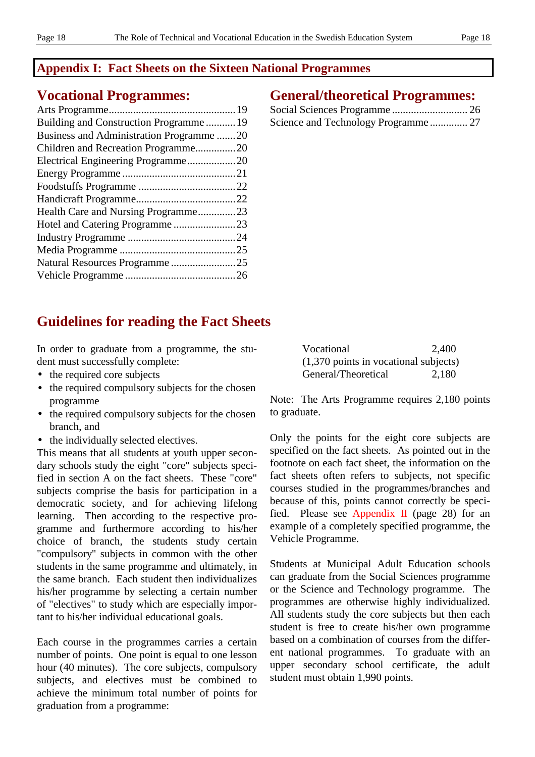## Appendix I: Fact Sheets on the Sixteen National Programmes

### Vocational Programmes:

Arts Programme ........................................ 19
Building and Construction Programme ........... 19
Business and Administration Programme ....... 20
Children and Recreation Programme.............. 20
Electrical Engineering Programme ................. 20
Energy Programme ........................................ 21
Foodstuffs Programme .................................. 22
Handicraft Programme................................... 22
Health Care and Nursing Programme............. 23
Hotel and Catering Programme ..................... 23
Industry Programme ...................................... 24
Media Programme ......................................... 25
Natural Resources Programme ...................... 25
Vehicle Programme ....................................... 26

### General/theoretical Programmes:

Social Sciences Programme ........................... 26
Science and Technology Programme ............. 27

## Guidelines for reading the Fact Sheets

In order to graduate from a programme, the student must successfully complete:

- the required core subjects
- the required compulsory subjects for the chosen programme
- the required compulsory subjects for the chosen branch, and
- the individually selected electives.

This means that all students at youth upper secondary schools study the eight "core" subjects specified in section A on the fact sheets. These "core" subjects comprise the basis for participation in a democratic society, and for achieving lifelong learning. Then according to the respective programme and furthermore according to his/her choice of branch, the students study certain "compulsory" subjects in common with the other students in the same programme and ultimately, in the same branch. Each student then individualizes his/her programme by selecting a certain number of "electives" to study which are especially important to his/her individual educational goals.

Each course in the programmes carries a certain number of points. One point is equal to one lesson hour (40 minutes). The core subjects, compulsory subjects, and electives must be combined to achieve the minimum total number of points for graduation from a programme:

Vocational 2,400
(1,370 points in vocational subjects)
General/Theoretical 2,180

Note: The Arts Programme requires 2,180 points to graduate.

Only the points for the eight core subjects are specified on the fact sheets. As pointed out in the footnote on each fact sheet, the information on the fact sheets often refers to subjects, not specific courses studied in the programmes/branches and because of this, points cannot correctly be specified. Please see Appendix II (page 28) for an example of a completely specified programme, the Vehicle Programme.

Students at Municipal Adult Education schools can graduate from the Social Sciences programme or the Science and Technology programme. The programmes are otherwise highly individualized. All students study the core subjects but then each student is free to create his/her own programme based on a combination of courses from the different national programmes. To graduate with an upper secondary school certificate, the adult student must obtain 1,990 points.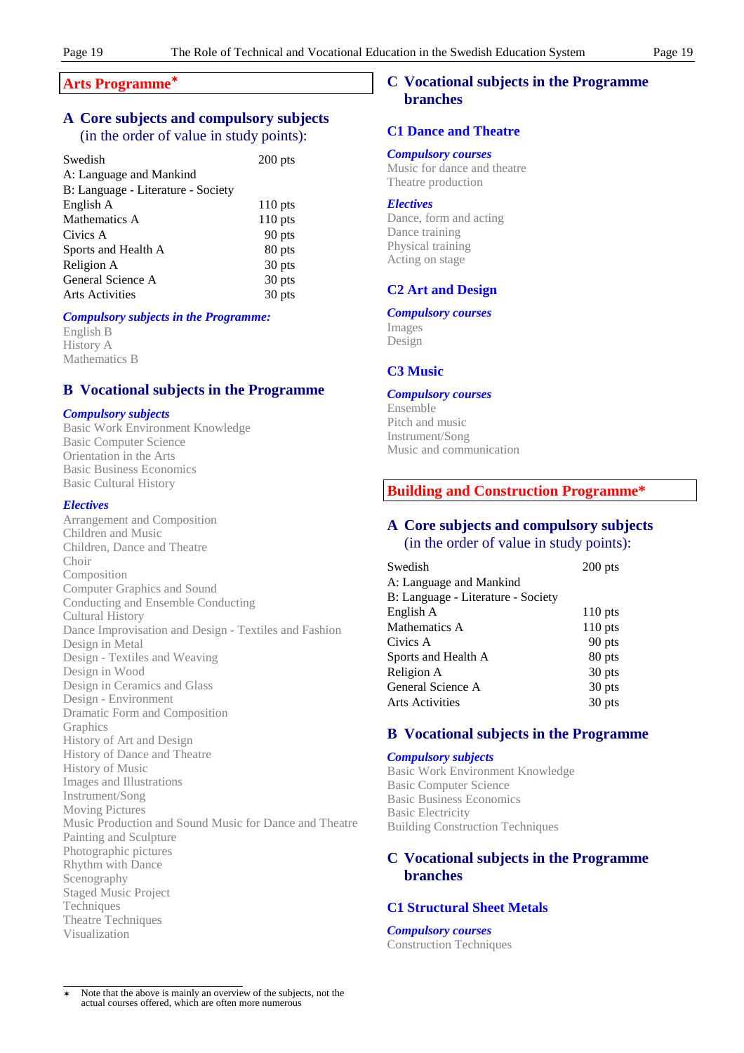## Arts Programme*

### A Core subjects and compulsory subjects (in the order of value in study points):

| | |
|---|---|
| Swedish | 200 pts |
| A: Language and Mankind | |
| B: Language - Literature - Society | |
| English A | 110 pts |
| Mathematics A | 110 pts |
| Civics A | 90 pts |
| Sports and Health A | 80 pts |
| Religion A | 30 pts |
| General Science A | 30 pts |
| Arts Activities | 30 pts |

***Compulsory subjects in the Programme:***

English B
History A
Mathematics B

### B Vocational subjects in the Programme

***Compulsory subjects***

Basic Work Environment Knowledge
Basic Computer Science
Orientation in the Arts
Basic Business Economics
Basic Cultural History

***Electives***

Arrangement and Composition
Children and Music
Children, Dance and Theatre
Choir
Composition
Computer Graphics and Sound
Conducting and Ensemble Conducting
Cultural History
Dance Improvisation and Design - Textiles and Fashion
Design in Metal
Design - Textiles and Weaving
Design in Wood
Design in Ceramics and Glass
Design - Environment
Dramatic Form and Composition
Graphics
History of Art and Design
History of Dance and Theatre
History of Music
Images and Illustrations
Instrument/Song
Moving Pictures
Music Production and Sound Music for Dance and Theatre
Painting and Sculpture
Photographic pictures
Rhythm with Dance
Scenography
Staged Music Project
Techniques
Theatre Techniques
Visualization

### C Vocational subjects in the Programme branches

#### C1 Dance and Theatre

***Compulsory courses***

Music for dance and theatre
Theatre production

***Electives***

Dance, form and acting
Dance training
Physical training
Acting on stage

#### C2 Art and Design

***Compulsory courses***

Images
Design

#### C3 Music

***Compulsory courses***

Ensemble
Pitch and music
Instrument/Song
Music and communication

## Building and Construction Programme*

### A Core subjects and compulsory subjects (in the order of value in study points):

| | |
|---|---|
| Swedish | 200 pts |
| A: Language and Mankind | |
| B: Language - Literature - Society | |
| English A | 110 pts |
| Mathematics A | 110 pts |
| Civics A | 90 pts |
| Sports and Health A | 80 pts |
| Religion A | 30 pts |
| General Science A | 30 pts |
| Arts Activities | 30 pts |

### B Vocational subjects in the Programme

***Compulsory subjects***

Basic Work Environment Knowledge
Basic Computer Science
Basic Business Economics
Basic Electricity
Building Construction Techniques

### C Vocational subjects in the Programme branches

#### C1 Structural Sheet Metals

***Compulsory courses***

Construction Techniques

* Note that the above is mainly an overview of the subjects, not the actual courses offered, which are often more numerous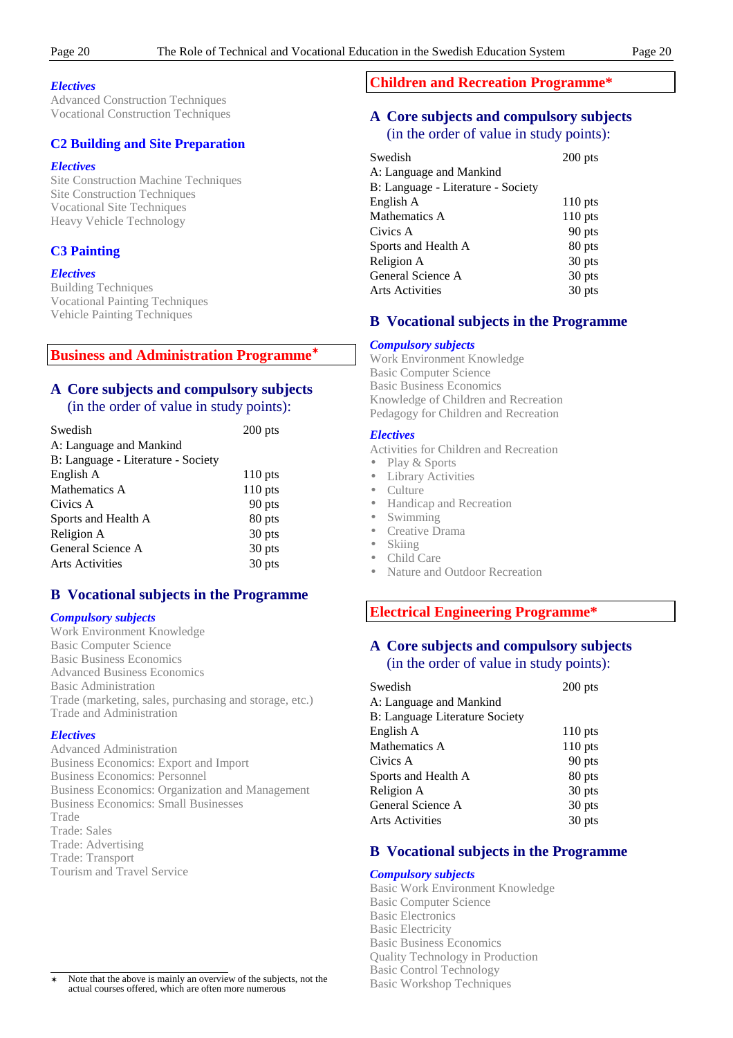*Electives*

Advanced Construction Techniques
Vocational Construction Techniques

### C2 Building and Site Preparation

*Electives*

Site Construction Machine Techniques
Site Construction Techniques
Vocational Site Techniques
Heavy Vehicle Technology

### C3 Painting

*Electives*

Building Techniques
Vocational Painting Techniques
Vehicle Painting Techniques

## Business and Administration Programme*

### A Core subjects and compulsory subjects (in the order of value in study points):

| | |
|---|---|
| Swedish<br>A: Language and Mankind<br>B: Language - Literature - Society | 200 pts |
| English A | 110 pts |
| Mathematics A | 110 pts |
| Civics A | 90 pts |
| Sports and Health A | 80 pts |
| Religion A | 30 pts |
| General Science A | 30 pts |
| Arts Activities | 30 pts |

### B Vocational subjects in the Programme

*Compulsory subjects*

Work Environment Knowledge
Basic Computer Science
Basic Business Economics
Advanced Business Economics
Basic Administration
Trade (marketing, sales, purchasing and storage, etc.)
Trade and Administration

*Electives*

Advanced Administration
Business Economics: Export and Import
Business Economics: Personnel
Business Economics: Organization and Management
Business Economics: Small Businesses
Trade
Trade: Sales
Trade: Advertising
Trade: Transport
Tourism and Travel Service

\* Note that the above is mainly an overview of the subjects, not the actual courses offered, which are often more numerous

## Children and Recreation Programme*

### A Core subjects and compulsory subjects (in the order of value in study points):

| | |
|---|---|
| Swedish<br>A: Language and Mankind<br>B: Language - Literature - Society | 200 pts |
| English A | 110 pts |
| Mathematics A | 110 pts |
| Civics A | 90 pts |
| Sports and Health A | 80 pts |
| Religion A | 30 pts |
| General Science A | 30 pts |
| Arts Activities | 30 pts |

### B Vocational subjects in the Programme

*Compulsory subjects*

Work Environment Knowledge
Basic Computer Science
Basic Business Economics
Knowledge of Children and Recreation
Pedagogy for Children and Recreation

*Electives*

Activities for Children and Recreation

- Play & Sports
- Library Activities
- Culture
- Handicap and Recreation
- Swimming
- Creative Drama
- Skiing
- Child Care
- Nature and Outdoor Recreation

## Electrical Engineering Programme*

### A Core subjects and compulsory subjects (in the order of value in study points):

| | |
|---|---|
| Swedish<br>A: Language and Mankind<br>B: Language Literature Society | 200 pts |
| English A | 110 pts |
| Mathematics A | 110 pts |
| Civics A | 90 pts |
| Sports and Health A | 80 pts |
| Religion A | 30 pts |
| General Science A | 30 pts |
| Arts Activities | 30 pts |

### B Vocational subjects in the Programme

*Compulsory subjects*

Basic Work Environment Knowledge
Basic Computer Science
Basic Electronics
Basic Electricity
Basic Business Economics
Quality Technology in Production
Basic Control Technology
Basic Workshop Techniques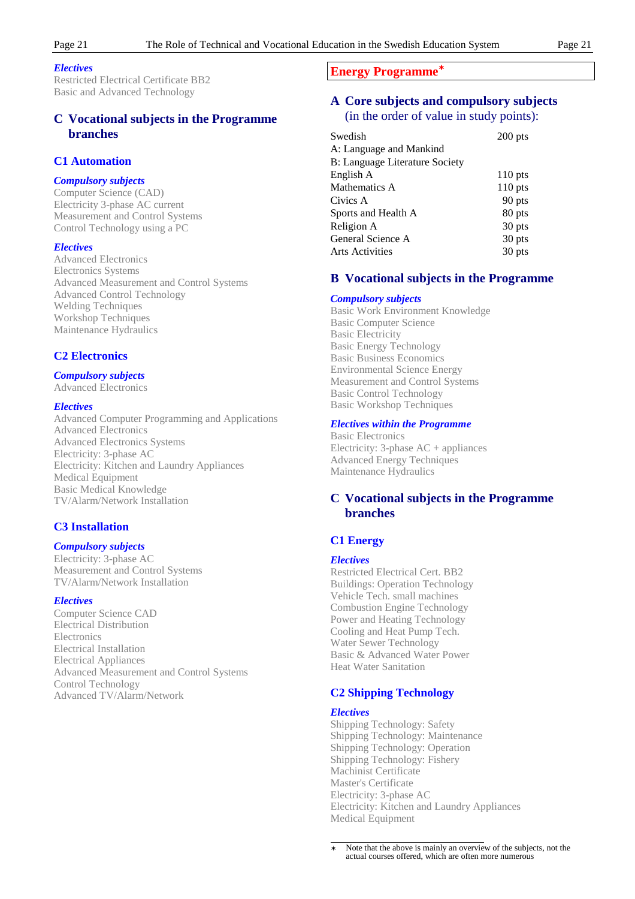*Electives*

Restricted Electrical Certificate BB2
Basic and Advanced Technology

## C Vocational subjects in the Programme branches

### C1 Automation

*Compulsory subjects*

Computer Science (CAD)
Electricity 3-phase AC current
Measurement and Control Systems
Control Technology using a PC

*Electives*

Advanced Electronics
Electronics Systems
Advanced Measurement and Control Systems
Advanced Control Technology
Welding Techniques
Workshop Techniques
Maintenance Hydraulics

### C2 Electronics

*Compulsory subjects*

Advanced Electronics

*Electives*

Advanced Computer Programming and Applications
Advanced Electronics
Advanced Electronics Systems
Electricity: 3-phase AC
Electricity: Kitchen and Laundry Appliances
Medical Equipment
Basic Medical Knowledge
TV/Alarm/Network Installation

### C3 Installation

*Compulsory subjects*

Electricity: 3-phase AC
Measurement and Control Systems
TV/Alarm/Network Installation

*Electives*

Computer Science CAD
Electrical Distribution
Electronics
Electrical Installation
Electrical Appliances
Advanced Measurement and Control Systems
Control Technology
Advanced TV/Alarm/Network

# Energy Programme*

## A Core subjects and compulsory subjects (in the order of value in study points):

| | |
|---|---|
| Swedish | 200 pts |
| A: Language and Mankind | |
| B: Language Literature Society | |
| English A | 110 pts |
| Mathematics A | 110 pts |
| Civics A | 90 pts |
| Sports and Health A | 80 pts |
| Religion A | 30 pts |
| General Science A | 30 pts |
| Arts Activities | 30 pts |

## B Vocational subjects in the Programme

*Compulsory subjects*

Basic Work Environment Knowledge
Basic Computer Science
Basic Electricity
Basic Energy Technology
Basic Business Economics
Environmental Science Energy
Measurement and Control Systems
Basic Control Technology
Basic Workshop Techniques

*Electives within the Programme*

Basic Electronics
Electricity: 3-phase AC + appliances
Advanced Energy Techniques
Maintenance Hydraulics

## C Vocational subjects in the Programme branches

### C1 Energy

*Electives*

Restricted Electrical Cert. BB2
Buildings: Operation Technology
Vehicle Tech. small machines
Combustion Engine Technology
Power and Heating Technology
Cooling and Heat Pump Tech.
Water Sewer Technology
Basic & Advanced Water Power
Heat Water Sanitation

### C2 Shipping Technology

*Electives*

Shipping Technology: Safety
Shipping Technology: Maintenance
Shipping Technology: Operation
Shipping Technology: Fishery
Machinist Certificate
Master's Certificate
Electricity: 3-phase AC
Electricity: Kitchen and Laundry Appliances
Medical Equipment

* Note that the above is mainly an overview of the subjects, not the actual courses offered, which are often more numerous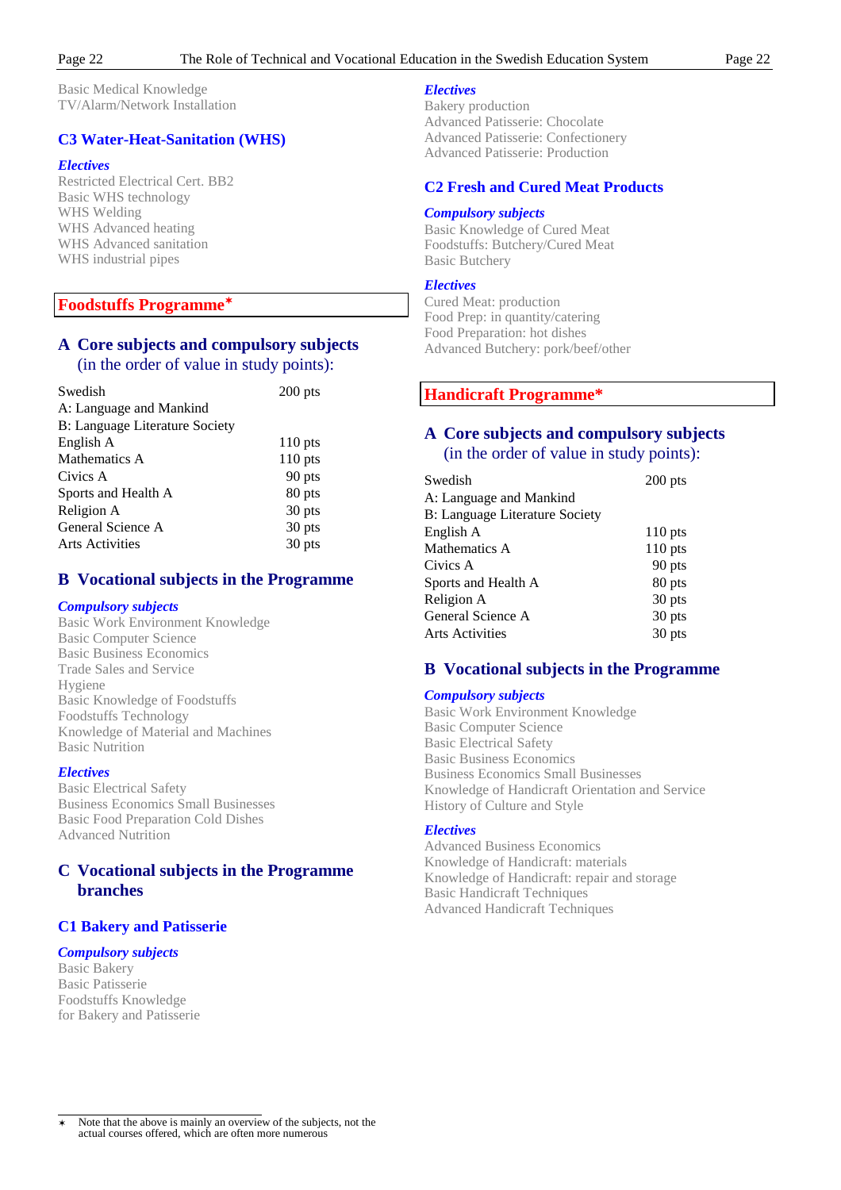Basic Medical Knowledge
TV/Alarm/Network Installation

### C3 Water-Heat-Sanitation (WHS)

*Electives*

Restricted Electrical Cert. BB2
Basic WHS technology
WHS Welding
WHS Advanced heating
WHS Advanced sanitation
WHS industrial pipes

## Foodstuffs Programme*

### A Core subjects and compulsory subjects (in the order of value in study points):

| | |
|---|---|
| Swedish | 200 pts |
| A: Language and Mankind | |
| B: Language Literature Society | |
| English A | 110 pts |
| Mathematics A | 110 pts |
| Civics A | 90 pts |
| Sports and Health A | 80 pts |
| Religion A | 30 pts |
| General Science A | 30 pts |
| Arts Activities | 30 pts |

### B Vocational subjects in the Programme

*Compulsory subjects*

Basic Work Environment Knowledge
Basic Computer Science
Basic Business Economics
Trade Sales and Service
Hygiene
Basic Knowledge of Foodstuffs
Foodstuffs Technology
Knowledge of Material and Machines
Basic Nutrition

*Electives*

Basic Electrical Safety
Business Economics Small Businesses
Basic Food Preparation Cold Dishes
Advanced Nutrition

### C Vocational subjects in the Programme branches

### C1 Bakery and Patisserie

*Compulsory subjects*

Basic Bakery
Basic Patisserie
Foodstuffs Knowledge
for Bakery and Patisserie

*Electives*

Bakery production
Advanced Patisserie: Chocolate
Advanced Patisserie: Confectionery
Advanced Patisserie: Production

### C2 Fresh and Cured Meat Products

*Compulsory subjects*

Basic Knowledge of Cured Meat
Foodstuffs: Butchery/Cured Meat
Basic Butchery

*Electives*

Cured Meat: production
Food Prep: in quantity/catering
Food Preparation: hot dishes
Advanced Butchery: pork/beef/other

## Handicraft Programme*

### A Core subjects and compulsory subjects (in the order of value in study points):

| | |
|---|---|
| Swedish | 200 pts |
| A: Language and Mankind | |
| B: Language Literature Society | |
| English A | 110 pts |
| Mathematics A | 110 pts |
| Civics A | 90 pts |
| Sports and Health A | 80 pts |
| Religion A | 30 pts |
| General Science A | 30 pts |
| Arts Activities | 30 pts |

### B Vocational subjects in the Programme

*Compulsory subjects*

Basic Work Environment Knowledge
Basic Computer Science
Basic Electrical Safety
Basic Business Economics
Business Economics Small Businesses
Knowledge of Handicraft Orientation and Service
History of Culture and Style

*Electives*

Advanced Business Economics
Knowledge of Handicraft: materials
Knowledge of Handicraft: repair and storage
Basic Handicraft Techniques
Advanced Handicraft Techniques

---

* Note that the above is mainly an overview of the subjects, not the actual courses offered, which are often more numerous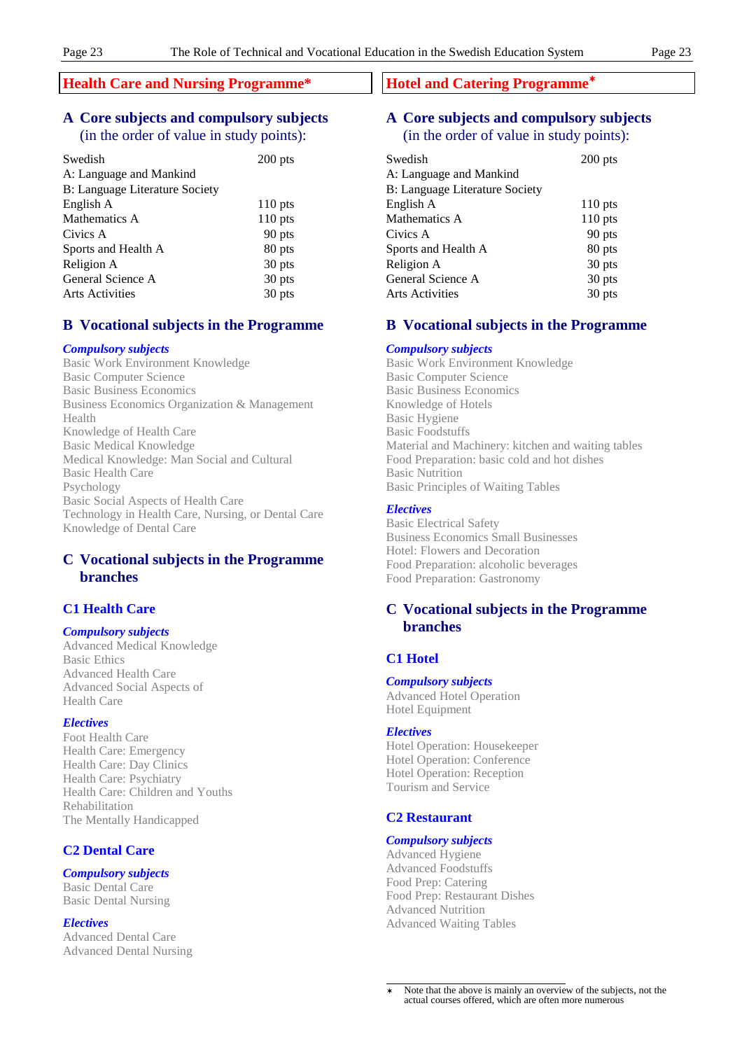## Health Care and Nursing Programme*

### A Core subjects and compulsory subjects (in the order of value in study points):

| | |
|---|---|
| Swedish | 200 pts |
| A: Language and Mankind | |
| B: Language Literature Society | |
| English A | 110 pts |
| Mathematics A | 110 pts |
| Civics A | 90 pts |
| Sports and Health A | 80 pts |
| Religion A | 30 pts |
| General Science A | 30 pts |
| Arts Activities | 30 pts |

### B Vocational subjects in the Programme

***Compulsory subjects***

Basic Work Environment Knowledge
Basic Computer Science
Basic Business Economics
Business Economics Organization & Management
Health
Knowledge of Health Care
Basic Medical Knowledge
Medical Knowledge: Man Social and Cultural
Basic Health Care
Psychology
Basic Social Aspects of Health Care
Technology in Health Care, Nursing, or Dental Care
Knowledge of Dental Care

### C Vocational subjects in the Programme branches

#### C1 Health Care

***Compulsory subjects***

Advanced Medical Knowledge
Basic Ethics
Advanced Health Care
Advanced Social Aspects of Health Care

***Electives***

Foot Health Care
Health Care: Emergency
Health Care: Day Clinics
Health Care: Psychiatry
Health Care: Children and Youths
Rehabilitation
The Mentally Handicapped

#### C2 Dental Care

***Compulsory subjects***

Basic Dental Care
Basic Dental Nursing

***Electives***

Advanced Dental Care
Advanced Dental Nursing

## Hotel and Catering Programme*

### A Core subjects and compulsory subjects (in the order of value in study points):

| | |
|---|---|
| Swedish | 200 pts |
| A: Language and Mankind | |
| B: Language Literature Society | |
| English A | 110 pts |
| Mathematics A | 110 pts |
| Civics A | 90 pts |
| Sports and Health A | 80 pts |
| Religion A | 30 pts |
| General Science A | 30 pts |
| Arts Activities | 30 pts |

### B Vocational subjects in the Programme

***Compulsory subjects***

Basic Work Environment Knowledge
Basic Computer Science
Basic Business Economics
Knowledge of Hotels
Basic Hygiene
Basic Foodstuffs
Material and Machinery: kitchen and waiting tables
Food Preparation: basic cold and hot dishes
Basic Nutrition
Basic Principles of Waiting Tables

***Electives***

Basic Electrical Safety
Business Economics Small Businesses
Hotel: Flowers and Decoration
Food Preparation: alcoholic beverages
Food Preparation: Gastronomy

### C Vocational subjects in the Programme branches

#### C1 Hotel

***Compulsory subjects***

Advanced Hotel Operation
Hotel Equipment

***Electives***

Hotel Operation: Housekeeper
Hotel Operation: Conference
Hotel Operation: Reception
Tourism and Service

#### C2 Restaurant

***Compulsory subjects***

Advanced Hygiene
Advanced Foodstuffs
Food Prep: Catering
Food Prep: Restaurant Dishes
Advanced Nutrition
Advanced Waiting Tables

---

* Note that the above is mainly an overview of the subjects, not the actual courses offered, which are often more numerous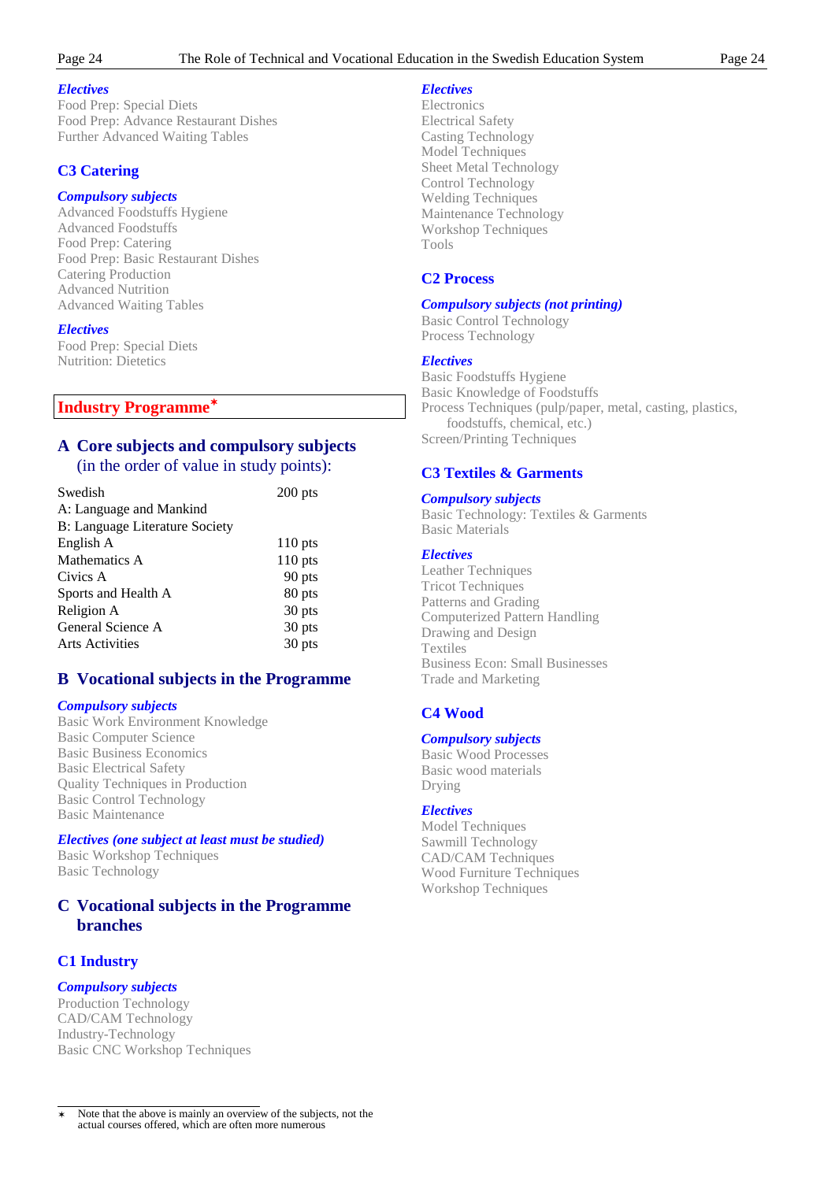*Electives*
Food Prep: Special Diets
Food Prep: Advance Restaurant Dishes
Further Advanced Waiting Tables

### C3 Catering

*Compulsory subjects*
Advanced Foodstuffs Hygiene
Advanced Foodstuffs
Food Prep: Catering
Food Prep: Basic Restaurant Dishes
Catering Production
Advanced Nutrition
Advanced Waiting Tables

*Electives*
Food Prep: Special Diets
Nutrition: Dietetics

## Industry Programme*

### A Core subjects and compulsory subjects (in the order of value in study points):

| Subject | Points |
|---|---|
| Swedish | 200 pts |
| A: Language and Mankind | |
| B: Language Literature Society | |
| English A | 110 pts |
| Mathematics A | 110 pts |
| Civics A | 90 pts |
| Sports and Health A | 80 pts |
| Religion A | 30 pts |
| General Science A | 30 pts |
| Arts Activities | 30 pts |

### B Vocational subjects in the Programme

*Compulsory subjects*
Basic Work Environment Knowledge
Basic Computer Science
Basic Business Economics
Basic Electrical Safety
Quality Techniques in Production
Basic Control Technology
Basic Maintenance

*Electives (one subject at least must be studied)*
Basic Workshop Techniques
Basic Technology

### C Vocational subjects in the Programme branches

### C1 Industry

*Compulsory subjects*
Production Technology
CAD/CAM Technology
Industry-Technology
Basic CNC Workshop Techniques

*Electives*
Electronics
Electrical Safety
Casting Technology
Model Techniques
Sheet Metal Technology
Control Technology
Welding Techniques
Maintenance Technology
Workshop Techniques
Tools

### C2 Process

*Compulsory subjects (not printing)*
Basic Control Technology
Process Technology

*Electives*
Basic Foodstuffs Hygiene
Basic Knowledge of Foodstuffs
Process Techniques (pulp/paper, metal, casting, plastics, foodstuffs, chemical, etc.)
Screen/Printing Techniques

### C3 Textiles & Garments

*Compulsory subjects*
Basic Technology: Textiles & Garments
Basic Materials

*Electives*
Leather Techniques
Tricot Techniques
Patterns and Grading
Computerized Pattern Handling
Drawing and Design
Textiles
Business Econ: Small Businesses
Trade and Marketing

### C4 Wood

*Compulsory subjects*
Basic Wood Processes
Basic wood materials
Drying

*Electives*
Model Techniques
Sawmill Technology
CAD/CAM Techniques
Wood Furniture Techniques
Workshop Techniques

---

* Note that the above is mainly an overview of the subjects, not the actual courses offered, which are often more numerous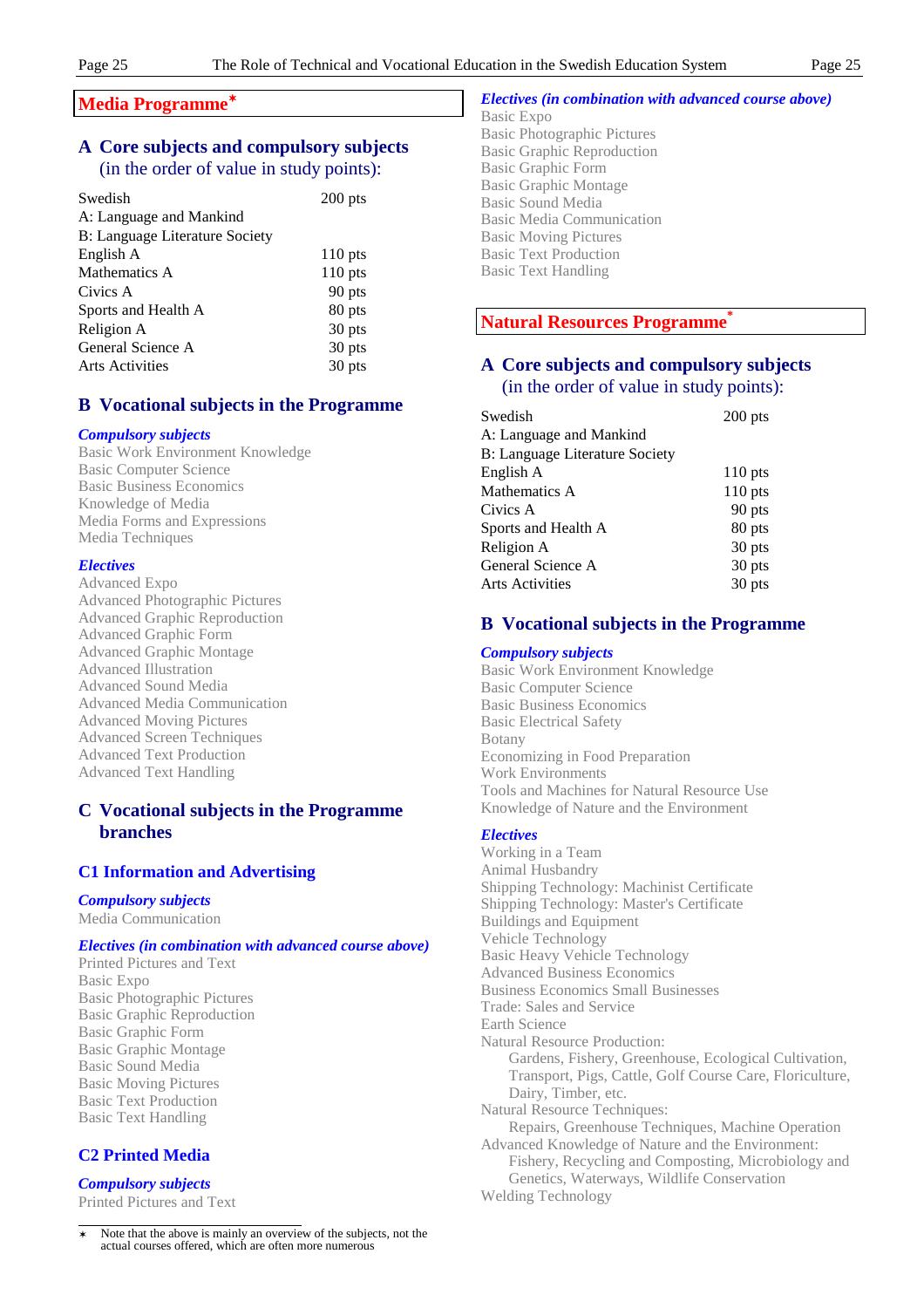## Media Programme*

### A Core subjects and compulsory subjects (in the order of value in study points):

| | |
|---|---|
| Swedish | 200 pts |
| A: Language and Mankind | |
| B: Language Literature Society | |
| English A | 110 pts |
| Mathematics A | 110 pts |
| Civics A | 90 pts |
| Sports and Health A | 80 pts |
| Religion A | 30 pts |
| General Science A | 30 pts |
| Arts Activities | 30 pts |

### B Vocational subjects in the Programme

***Compulsory subjects***

Basic Work Environment Knowledge
Basic Computer Science
Basic Business Economics
Knowledge of Media
Media Forms and Expressions
Media Techniques

***Electives***

Advanced Expo
Advanced Photographic Pictures
Advanced Graphic Reproduction
Advanced Graphic Form
Advanced Graphic Montage
Advanced Illustration
Advanced Sound Media
Advanced Media Communication
Advanced Moving Pictures
Advanced Screen Techniques
Advanced Text Production
Advanced Text Handling

### C Vocational subjects in the Programme branches

#### C1 Information and Advertising

***Compulsory subjects***

Media Communication

***Electives (in combination with advanced course above)***

Printed Pictures and Text
Basic Expo
Basic Photographic Pictures
Basic Graphic Reproduction
Basic Graphic Form
Basic Graphic Montage
Basic Sound Media
Basic Moving Pictures
Basic Text Production
Basic Text Handling

#### C2 Printed Media

***Compulsory subjects***

Printed Pictures and Text

***Electives (in combination with advanced course above)***

Basic Expo
Basic Photographic Pictures
Basic Graphic Reproduction
Basic Graphic Form
Basic Graphic Montage
Basic Sound Media
Basic Media Communication
Basic Moving Pictures
Basic Text Production
Basic Text Handling

## Natural Resources Programme*

### A Core subjects and compulsory subjects (in the order of value in study points):

| | |
|---|---|
| Swedish | 200 pts |
| A: Language and Mankind | |
| B: Language Literature Society | |
| English A | 110 pts |
| Mathematics A | 110 pts |
| Civics A | 90 pts |
| Sports and Health A | 80 pts |
| Religion A | 30 pts |
| General Science A | 30 pts |
| Arts Activities | 30 pts |

### B Vocational subjects in the Programme

***Compulsory subjects***

Basic Work Environment Knowledge
Basic Computer Science
Basic Business Economics
Basic Electrical Safety
Botany
Economizing in Food Preparation
Work Environments
Tools and Machines for Natural Resource Use
Knowledge of Nature and the Environment

***Electives***

Working in a Team
Animal Husbandry
Shipping Technology: Machinist Certificate
Shipping Technology: Master's Certificate
Buildings and Equipment
Vehicle Technology
Basic Heavy Vehicle Technology
Advanced Business Economics
Business Economics Small Businesses
Trade: Sales and Service
Earth Science
Natural Resource Production:
  Gardens, Fishery, Greenhouse, Ecological Cultivation, Transport, Pigs, Cattle, Golf Course Care, Floriculture, Dairy, Timber, etc.
Natural Resource Techniques:
  Repairs, Greenhouse Techniques, Machine Operation
Advanced Knowledge of Nature and the Environment:
  Fishery, Recycling and Composting, Microbiology and Genetics, Waterways, Wildlife Conservation
Welding Technology

---

* Note that the above is mainly an overview of the subjects, not the actual courses offered, which are often more numerous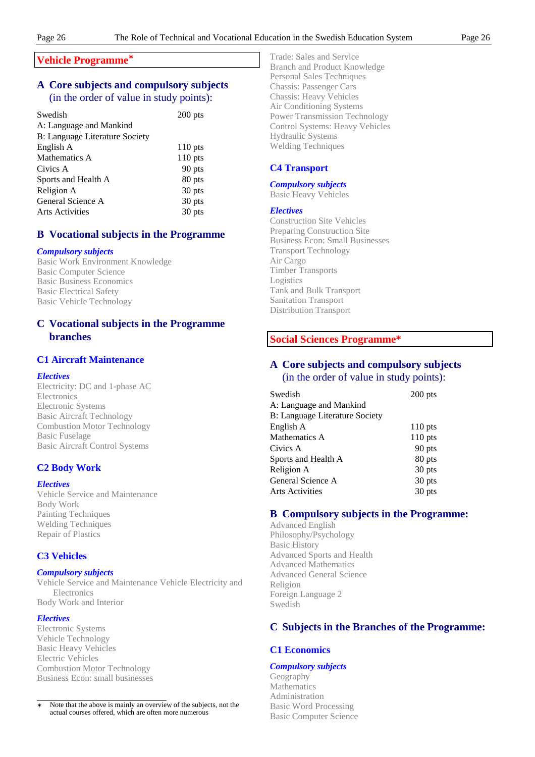## Vehicle Programme*

### A Core subjects and compulsory subjects (in the order of value in study points):

| | |
|---|---|
| Swedish | 200 pts |
| A: Language and Mankind | |
| B: Language Literature Society | |
| English A | 110 pts |
| Mathematics A | 110 pts |
| Civics A | 90 pts |
| Sports and Health A | 80 pts |
| Religion A | 30 pts |
| General Science A | 30 pts |
| Arts Activities | 30 pts |

### B Vocational subjects in the Programme

***Compulsory subjects***

Basic Work Environment Knowledge
Basic Computer Science
Basic Business Economics
Basic Electrical Safety
Basic Vehicle Technology

### C Vocational subjects in the Programme branches

#### C1 Aircraft Maintenance

***Electives***

Electricity: DC and 1-phase AC
Electronics
Electronic Systems
Basic Aircraft Technology
Combustion Motor Technology
Basic Fuselage
Basic Aircraft Control Systems

#### C2 Body Work

***Electives***

Vehicle Service and Maintenance
Body Work
Painting Techniques
Welding Techniques
Repair of Plastics

#### C3 Vehicles

***Compulsory subjects***

Vehicle Service and Maintenance Vehicle Electricity and Electronics
Body Work and Interior

***Electives***

Electronic Systems
Vehicle Technology
Basic Heavy Vehicles
Electric Vehicles
Combustion Motor Technology
Business Econ: small businesses
Trade: Sales and Service
Branch and Product Knowledge
Personal Sales Techniques
Chassis: Passenger Cars
Chassis: Heavy Vehicles
Air Conditioning Systems
Power Transmission Technology
Control Systems: Heavy Vehicles
Hydraulic Systems
Welding Techniques

#### C4 Transport

***Compulsory subjects***

Basic Heavy Vehicles

***Electives***

Construction Site Vehicles
Preparing Construction Site
Business Econ: Small Businesses
Transport Technology
Air Cargo
Timber Transports
Logistics
Tank and Bulk Transport
Sanitation Transport
Distribution Transport

* Note that the above is mainly an overview of the subjects, not the actual courses offered, which are often more numerous

## Social Sciences Programme*

### A Core subjects and compulsory subjects (in the order of value in study points):

| | |
|---|---|
| Swedish | 200 pts |
| A: Language and Mankind | |
| B: Language Literature Society | |
| English A | 110 pts |
| Mathematics A | 110 pts |
| Civics A | 90 pts |
| Sports and Health A | 80 pts |
| Religion A | 30 pts |
| General Science A | 30 pts |
| Arts Activities | 30 pts |

### B Compulsory subjects in the Programme:

Advanced English
Philosophy/Psychology
Basic History
Advanced Sports and Health
Advanced Mathematics
Advanced General Science
Religion
Foreign Language 2
Swedish

### C Subjects in the Branches of the Programme:

#### C1 Economics

***Compulsory subjects***

Geography
Mathematics
Administration
Basic Word Processing
Basic Computer Science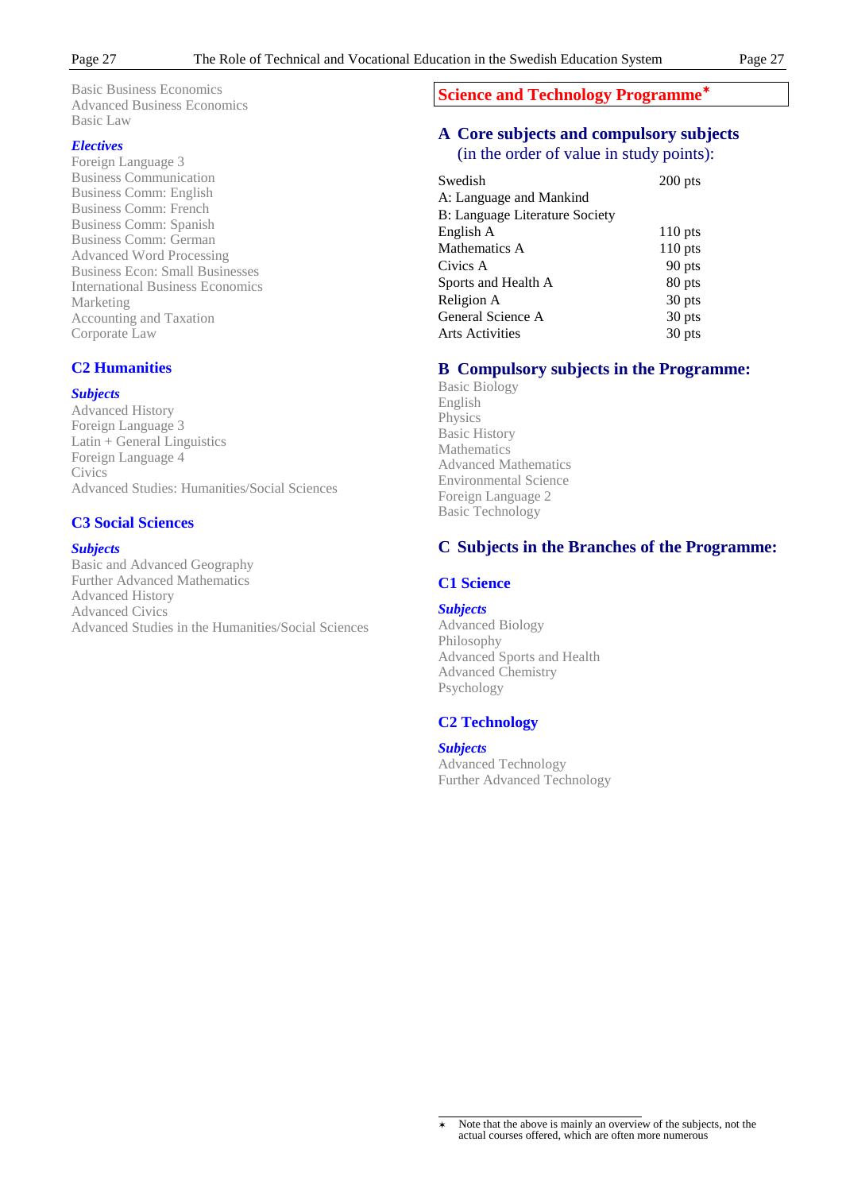Basic Business Economics
Advanced Business Economics
Basic Law

***Electives***

Foreign Language 3
Business Communication
Business Comm: English
Business Comm: French
Business Comm: Spanish
Business Comm: German
Advanced Word Processing
Business Econ: Small Businesses
International Business Economics
Marketing
Accounting and Taxation
Corporate Law

### C2 Humanities

***Subjects***

Advanced History
Foreign Language 3
Latin + General Linguistics
Foreign Language 4
Civics
Advanced Studies: Humanities/Social Sciences

### C3 Social Sciences

***Subjects***

Basic and Advanced Geography
Further Advanced Mathematics
Advanced History
Advanced Civics
Advanced Studies in the Humanities/Social Sciences

## Science and Technology Programme*

### A Core subjects and compulsory subjects (in the order of value in study points):

| Subject | Points |
|---|---|
| Swedish<br>A: Language and Mankind<br>B: Language Literature Society | 200 pts |
| English A | 110 pts |
| Mathematics A | 110 pts |
| Civics A | 90 pts |
| Sports and Health A | 80 pts |
| Religion A | 30 pts |
| General Science A | 30 pts |
| Arts Activities | 30 pts |

### B Compulsory subjects in the Programme:

Basic Biology
English
Physics
Basic History
Mathematics
Advanced Mathematics
Environmental Science
Foreign Language 2
Basic Technology

### C Subjects in the Branches of the Programme:

### C1 Science

***Subjects***

Advanced Biology
Philosophy
Advanced Sports and Health
Advanced Chemistry
Psychology

### C2 Technology

***Subjects***

Advanced Technology
Further Advanced Technology

* Note that the above is mainly an overview of the subjects, not the actual courses offered, which are often more numerous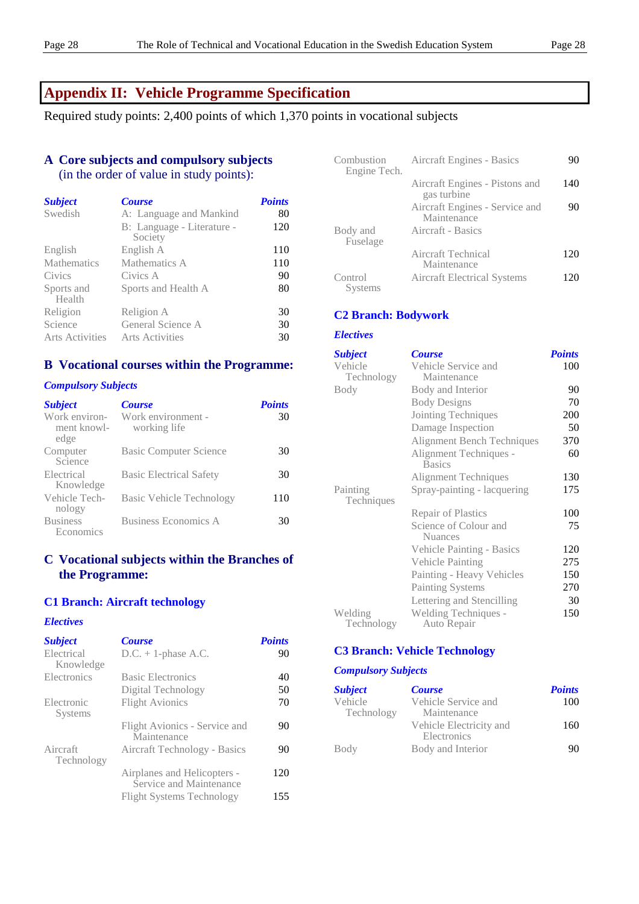## Appendix II: Vehicle Programme Specification

Required study points: 2,400 points of which 1,370 points in vocational subjects

### A Core subjects and compulsory subjects
(in the order of value in study points):

| *Subject* | *Course* | *Points* |
|---|---|---|
| Swedish | A: Language and Mankind | 80 |
| | B: Language - Literature - Society | 120 |
| English | English A | 110 |
| Mathematics | Mathematics A | 110 |
| Civics | Civics A | 90 |
| Sports and Health | Sports and Health A | 80 |
| Religion | Religion A | 30 |
| Science | General Science A | 30 |
| Arts Activities | Arts Activities | 30 |

### B Vocational courses within the Programme:

#### *Compulsory Subjects*

| *Subject* | *Course* | *Points* |
|---|---|---|
| Work environment knowledge | Work environment - working life | 30 |
| Computer Science | Basic Computer Science | 30 |
| Electrical Knowledge | Basic Electrical Safety | 30 |
| Vehicle Technology | Basic Vehicle Technology | 110 |
| Business Economics | Business Economics A | 30 |

### C Vocational subjects within the Branches of the Programme:

#### C1 Branch: Aircraft technology

##### *Electives*

| *Subject* | *Course* | *Points* |
|---|---|---|
| Electrical Knowledge | D.C. + 1-phase A.C. | 90 |
| Electronics | Basic Electronics | 40 |
| | Digital Technology | 50 |
| Electronic Systems | Flight Avionics | 70 |
| | Flight Avionics - Service and Maintenance | 90 |
| Aircraft Technology | Aircraft Technology - Basics | 90 |
| | Airplanes and Helicopters - Service and Maintenance | 120 |
| | Flight Systems Technology | 155 |
| Combustion Engine Tech. | Aircraft Engines - Basics | 90 |
| | Aircraft Engines - Pistons and gas turbine | 140 |
| | Aircraft Engines - Service and Maintenance | 90 |
| Body and Fuselage | Aircraft - Basics | |
| | Aircraft Technical Maintenance | 120 |
| Control Systems | Aircraft Electrical Systems | 120 |

#### C2 Branch: Bodywork

##### *Electives*

| *Subject* | *Course* | *Points* |
|---|---|---|
| Vehicle Technology | Vehicle Service and Maintenance | 100 |
| Body | Body and Interior | 90 |
| | Body Designs | 70 |
| | Jointing Techniques | 200 |
| | Damage Inspection | 50 |
| | Alignment Bench Techniques | 370 |
| | Alignment Techniques - Basics | 60 |
| | Alignment Techniques | 130 |
| Painting Techniques | Spray-painting - lacquering | 175 |
| | Repair of Plastics | 100 |
| | Science of Colour and Nuances | 75 |
| | Vehicle Painting - Basics | 120 |
| | Vehicle Painting | 275 |
| | Painting - Heavy Vehicles | 150 |
| | Painting Systems | 270 |
| | Lettering and Stencilling | 30 |
| Welding Technology | Welding Techniques - Auto Repair | 150 |

#### C3 Branch: Vehicle Technology

##### *Compulsory Subjects*

| *Subject* | *Course* | *Points* |
|---|---|---|
| Vehicle Technology | Vehicle Service and Maintenance | 100 |
| | Vehicle Electricity and Electronics | 160 |
| Body | Body and Interior | 90 |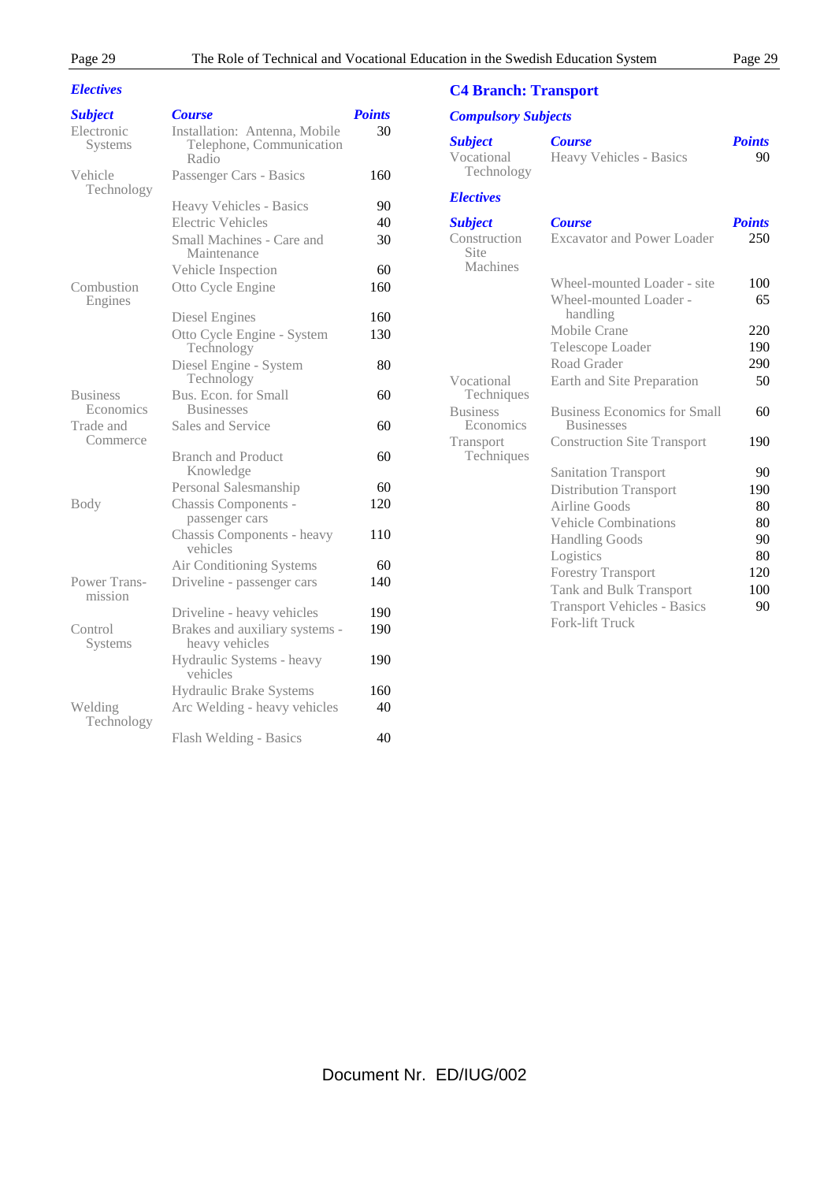### Electives

| Subject | Course | Points |
|---|---|---|
| Electronic Systems | Installation: Antenna, Mobile Telephone, Communication Radio | 30 |
| Vehicle Technology | Passenger Cars - Basics | 160 |
| | Heavy Vehicles - Basics | 90 |
| | Electric Vehicles | 40 |
| | Small Machines - Care and Maintenance | 30 |
| | Vehicle Inspection | 60 |
| Combustion Engines | Otto Cycle Engine | 160 |
| | Diesel Engines | 160 |
| | Otto Cycle Engine - System Technology | 130 |
| | Diesel Engine - System Technology | 80 |
| Business Economics | Bus. Econ. for Small Businesses | 60 |
| Trade and Commerce | Sales and Service | 60 |
| | Branch and Product Knowledge | 60 |
| | Personal Salesmanship | 60 |
| Body | Chassis Components - passenger cars | 120 |
| | Chassis Components - heavy vehicles | 110 |
| | Air Conditioning Systems | 60 |
| Power Trans-mission | Driveline - passenger cars | 140 |
| | Driveline - heavy vehicles | 190 |
| Control Systems | Brakes and auxiliary systems - heavy vehicles | 190 |
| | Hydraulic Systems - heavy vehicles | 190 |
| | Hydraulic Brake Systems | 160 |
| Welding Technology | Arc Welding - heavy vehicles | 40 |
| | Flash Welding - Basics | 40 |

## C4 Branch: Transport

### Compulsory Subjects

| Subject | Course | Points |
|---|---|---|
| Vocational Technology | Heavy Vehicles - Basics | 90 |

### Electives

| Subject | Course | Points |
|---|---|---|
| Construction Site Machines | Excavator and Power Loader | 250 |
| | Wheel-mounted Loader - site | 100 |
| | Wheel-mounted Loader - handling | 65 |
| | Mobile Crane | 220 |
| | Telescope Loader | 190 |
| | Road Grader | 290 |
| Vocational Techniques | Earth and Site Preparation | 50 |
| Business Economics | Business Economics for Small Businesses | 60 |
| Transport Techniques | Construction Site Transport | 190 |
| | Sanitation Transport | 90 |
| | Distribution Transport | 190 |
| | Airline Goods | 80 |
| | Vehicle Combinations | 80 |
| | Handling Goods | 90 |
| | Logistics | 80 |
| | Forestry Transport | 120 |
| | Tank and Bulk Transport | 100 |
| | Transport Vehicles - Basics | 90 |
| | Fork-lift Truck | |

Document Nr. ED/IUG/002